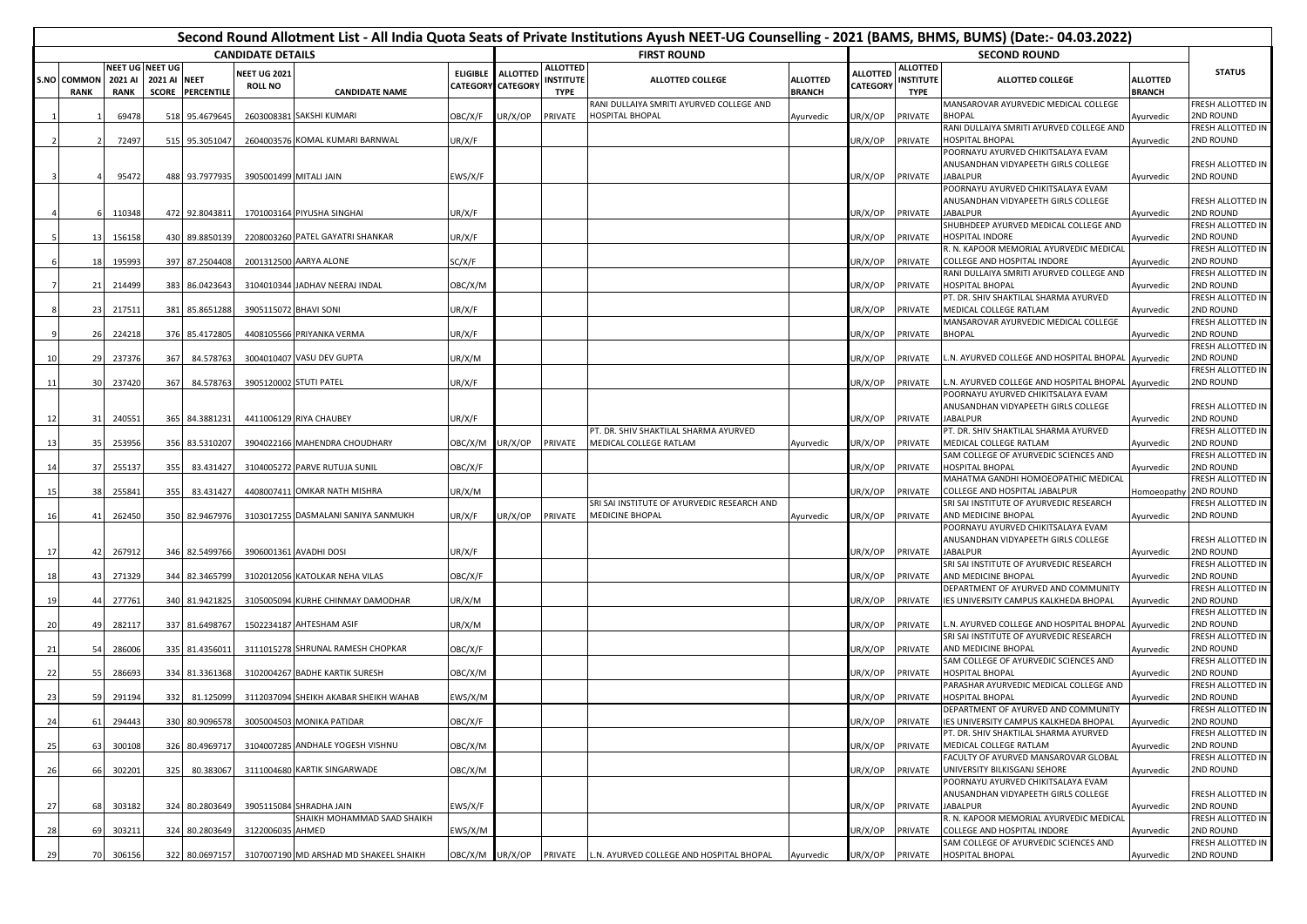# Second Round Allotment List - All India Quota Seats of Private Institutions Ayush NEET-UG Counselling - 2021 (BAMS, BHMS, BUMS) (Date:- 04.03.2022)

| CANDIDATE DETAILS | | | | | | | | FIRST ROUND | | | | | SECOND ROUND | | | | | |
|---|---|---|---|---|---|---|---|---|---|---|---|---|---|---|---|---|---|---|
| S.NO | COMMON RANK | NEET UG 2021 AI RANK | NEET UG 2021 AI SCORE | NEET PERCENTILE | NEET UG 2021 ROLL NO | CANDIDATE NAME | ELIGIBLE CATEGORY | ALLOTTED CATEGORY | ALLOTTED INSTITUTE TYPE | ALLOTTED COLLEGE | ALLOTTED BRANCH | ALLOTTED CATEGORY | ALLOTTED INSTITUTE TYPE | ALLOTTED COLLEGE | ALLOTTED BRANCH | STATUS |
| 1 | 1 | 69478 | 518 | 95.4679645 | 2603008381 | SAKSHI KUMARI | OBC/X/F | UR/X/OP | PRIVATE | RANI DULLAIYA SMRITI AYURVED COLLEGE AND HOSPITAL BHOPAL | Ayurvedic | UR/X/OP | PRIVATE | MANSAROVAR AYURVEDIC MEDICAL COLLEGE BHOPAL | Ayurvedic | FRESH ALLOTTED IN 2ND ROUND |
| 2 | 2 | 72497 | 515 | 95.3051047 | 2604003576 | KOMAL KUMARI BARNWAL | UR/X/F | | | | | UR/X/OP | PRIVATE | RANI DULLAIYA SMRITI AYURVED COLLEGE AND HOSPITAL BHOPAL | Ayurvedic | FRESH ALLOTTED IN 2ND ROUND |
| 3 | 4 | 95472 | 488 | 93.7977935 | 3905001499 | MITALI JAIN | EWS/X/F | | | | | UR/X/OP | PRIVATE | POORNAYU AYURVED CHIKITSALAYA EVAM ANUSANDHAN VIDYAPEETH GIRLS COLLEGE JABALPUR | Ayurvedic | FRESH ALLOTTED IN 2ND ROUND |
| 4 | 6 | 110348 | 472 | 92.8043811 | 1701003164 | PIYUSHA SINGHAI | UR/X/F | | | | | UR/X/OP | PRIVATE | POORNAYU AYURVED CHIKITSALAYA EVAM ANUSANDHAN VIDYAPEETH GIRLS COLLEGE JABALPUR | Ayurvedic | FRESH ALLOTTED IN 2ND ROUND |
| 5 | 13 | 156158 | 430 | 89.8850139 | 2208003260 | PATEL GAYATRI SHANKAR | UR/X/F | | | | | UR/X/OP | PRIVATE | SHUBHDEEP AYURVED MEDICAL COLLEGE AND HOSPITAL INDORE | Ayurvedic | FRESH ALLOTTED IN 2ND ROUND |
| 6 | 18 | 195993 | 397 | 87.2504408 | 2001312500 | AARYA ALONE | SC/X/F | | | | | UR/X/OP | PRIVATE | R. N. KAPOOR MEMORIAL AYURVEDIC MEDICAL COLLEGE AND HOSPITAL INDORE | Ayurvedic | FRESH ALLOTTED IN 2ND ROUND |
| 7 | 21 | 214499 | 383 | 86.0423643 | 3104010344 | JADHAV NEERAJ INDAL | OBC/X/M | | | | | UR/X/OP | PRIVATE | RANI DULLAIYA SMRITI AYURVED COLLEGE AND HOSPITAL BHOPAL | Ayurvedic | FRESH ALLOTTED IN 2ND ROUND |
| 8 | 23 | 217511 | 381 | 85.8651288 | 3905115072 | BHAVI SONI | UR/X/F | | | | | UR/X/OP | PRIVATE | PT. DR. SHIV SHAKTILAL SHARMA AYURVED MEDICAL COLLEGE RATLAM | Ayurvedic | FRESH ALLOTTED IN 2ND ROUND |
| 9 | 26 | 224218 | 376 | 85.4172805 | 4408105566 | PRIYANKA VERMA | UR/X/F | | | | | UR/X/OP | PRIVATE | MANSAROVAR AYURVEDIC MEDICAL COLLEGE BHOPAL | Ayurvedic | FRESH ALLOTTED IN 2ND ROUND |
| 10 | 29 | 237376 | 367 | 84.578763 | 3004010407 | VASU DEV GUPTA | UR/X/M | | | | | UR/X/OP | PRIVATE | L.N. AYURVED COLLEGE AND HOSPITAL BHOPAL | Ayurvedic | FRESH ALLOTTED IN 2ND ROUND |
| 11 | 30 | 237420 | 367 | 84.578763 | 3905120002 | STUTI PATEL | UR/X/F | | | | | UR/X/OP | PRIVATE | L.N. AYURVED COLLEGE AND HOSPITAL BHOPAL | Ayurvedic | FRESH ALLOTTED IN 2ND ROUND |
| 12 | 31 | 240551 | 365 | 84.3881231 | 4411006129 | RIYA CHAUBEY | UR/X/F | | | | | UR/X/OP | PRIVATE | POORNAYU AYURVED CHIKITSALAYA EVAM ANUSANDHAN VIDYAPEETH GIRLS COLLEGE JABALPUR | Ayurvedic | FRESH ALLOTTED IN 2ND ROUND |
| 13 | 35 | 253956 | 356 | 83.5310207 | 3904022166 | MAHENDRA CHOUDHARY | OBC/X/M | UR/X/OP | PRIVATE | PT. DR. SHIV SHAKTILAL SHARMA AYURVED MEDICAL COLLEGE RATLAM | Ayurvedic | UR/X/OP | PRIVATE | PT. DR. SHIV SHAKTILAL SHARMA AYURVED MEDICAL COLLEGE RATLAM | Ayurvedic | FRESH ALLOTTED IN 2ND ROUND |
| 14 | 37 | 255137 | 355 | 83.431427 | 3104005272 | PARVE RUTUJA SUNIL | OBC/X/F | | | | | UR/X/OP | PRIVATE | SAM COLLEGE OF AYURVEDIC SCIENCES AND HOSPITAL BHOPAL | Ayurvedic | FRESH ALLOTTED IN 2ND ROUND |
| 15 | 38 | 255841 | 355 | 83.431427 | 4408007411 | OMKAR NATH MISHRA | UR/X/M | | | | | UR/X/OP | PRIVATE | MAHATMA GANDHI HOMOEOPATHIC MEDICAL COLLEGE AND HOSPITAL JABALPUR | Homoeopathy | FRESH ALLOTTED IN 2ND ROUND |
| 16 | 41 | 262450 | 350 | 82.9467976 | 3103017255 | DASMALANI SANIYA SANMUKH | UR/X/F | UR/X/OP | PRIVATE | SRI SAI INSTITUTE OF AYURVEDIC RESEARCH AND MEDICINE BHOPAL | Ayurvedic | UR/X/OP | PRIVATE | SRI SAI INSTITUTE OF AYURVEDIC RESEARCH AND MEDICINE BHOPAL | Ayurvedic | FRESH ALLOTTED IN 2ND ROUND |
| 17 | 42 | 267912 | 346 | 82.5499766 | 3906001361 | AVADHI DOSI | UR/X/F | | | | | UR/X/OP | PRIVATE | POORNAYU AYURVED CHIKITSALAYA EVAM ANUSANDHAN VIDYAPEETH GIRLS COLLEGE JABALPUR | Ayurvedic | FRESH ALLOTTED IN 2ND ROUND |
| 18 | 43 | 271329 | 344 | 82.3465799 | 3102012056 | KATOLKAR NEHA VILAS | OBC/X/F | | | | | UR/X/OP | PRIVATE | SRI SAI INSTITUTE OF AYURVEDIC RESEARCH AND MEDICINE BHOPAL | Ayurvedic | FRESH ALLOTTED IN 2ND ROUND |
| 19 | 44 | 277761 | 340 | 81.9421825 | 3105005094 | KURHE CHINMAY DAMODHAR | UR/X/M | | | | | UR/X/OP | PRIVATE | DEPARTMENT OF AYURVED AND COMMUNITY IES UNIVERSITY CAMPUS KALKHEDA BHOPAL | Ayurvedic | FRESH ALLOTTED IN 2ND ROUND |
| 20 | 49 | 282117 | 337 | 81.6498767 | 1502234187 | AHTESHAM ASIF | UR/X/M | | | | | UR/X/OP | PRIVATE | L.N. AYURVED COLLEGE AND HOSPITAL BHOPAL | Ayurvedic | FRESH ALLOTTED IN 2ND ROUND |
| 21 | 54 | 286006 | 335 | 81.4356011 | 3111015278 | SHRUNAL RAMESH CHOPKAR | OBC/X/F | | | | | UR/X/OP | PRIVATE | SRI SAI INSTITUTE OF AYURVEDIC RESEARCH AND MEDICINE BHOPAL | Ayurvedic | FRESH ALLOTTED IN 2ND ROUND |
| 22 | 55 | 286693 | 334 | 81.3361368 | 3102004267 | BADHE KARTIK SURESH | OBC/X/M | | | | | UR/X/OP | PRIVATE | SAM COLLEGE OF AYURVEDIC SCIENCES AND HOSPITAL BHOPAL | Ayurvedic | FRESH ALLOTTED IN 2ND ROUND |
| 23 | 59 | 291194 | 332 | 81.125099 | 3112037094 | SHEIKH AKABAR SHEIKH WAHAB | EWS/X/M | | | | | UR/X/OP | PRIVATE | PARASHAR AYURVEDIC MEDICAL COLLEGE AND HOSPITAL BHOPAL | Ayurvedic | FRESH ALLOTTED IN 2ND ROUND |
| 24 | 61 | 294443 | 330 | 80.9096578 | 3005004503 | MONIKA PATIDAR | OBC/X/F | | | | | UR/X/OP | PRIVATE | DEPARTMENT OF AYURVED AND COMMUNITY IES UNIVERSITY CAMPUS KALKHEDA BHOPAL | Ayurvedic | FRESH ALLOTTED IN 2ND ROUND |
| 25 | 63 | 300108 | 326 | 80.4969717 | 3104007285 | ANDHALE YOGESH VISHNU | OBC/X/M | | | | | UR/X/OP | PRIVATE | PT. DR. SHIV SHAKTILAL SHARMA AYURVED MEDICAL COLLEGE RATLAM | Ayurvedic | FRESH ALLOTTED IN 2ND ROUND |
| 26 | 66 | 302201 | 325 | 80.383067 | 3111004680 | KARTIK SINGARWADE | OBC/X/M | | | | | UR/X/OP | PRIVATE | FACULTY OF AYURVED MANSAROVAR GLOBAL UNIVERSITY BILKISGANJ SEHORE | Ayurvedic | FRESH ALLOTTED IN 2ND ROUND |
| 27 | 68 | 303182 | 324 | 80.2803649 | 3905115084 | SHRADHA JAIN | EWS/X/F | | | | | UR/X/OP | PRIVATE | POORNAYU AYURVED CHIKITSALAYA EVAM ANUSANDHAN VIDYAPEETH GIRLS COLLEGE JABALPUR | Ayurvedic | FRESH ALLOTTED IN 2ND ROUND |
| 28 | 69 | 303211 | 324 | 80.2803649 | 3122006035 | SHAIKH MOHAMMAD SAAD SHAIKH AHMED | EWS/X/M | | | | | UR/X/OP | PRIVATE | R. N. KAPOOR MEMORIAL AYURVEDIC MEDICAL COLLEGE AND HOSPITAL INDORE | Ayurvedic | FRESH ALLOTTED IN 2ND ROUND |
| 29 | 70 | 306156 | 322 | 80.0697157 | 3107007190 | MD ARSHAD MD SHAKEEL SHAIKH | OBC/X/M | UR/X/OP | PRIVATE | L.N. AYURVED COLLEGE AND HOSPITAL BHOPAL | Ayurvedic | UR/X/OP | PRIVATE | SAM COLLEGE OF AYURVEDIC SCIENCES AND HOSPITAL BHOPAL | Ayurvedic | FRESH ALLOTTED IN 2ND ROUND |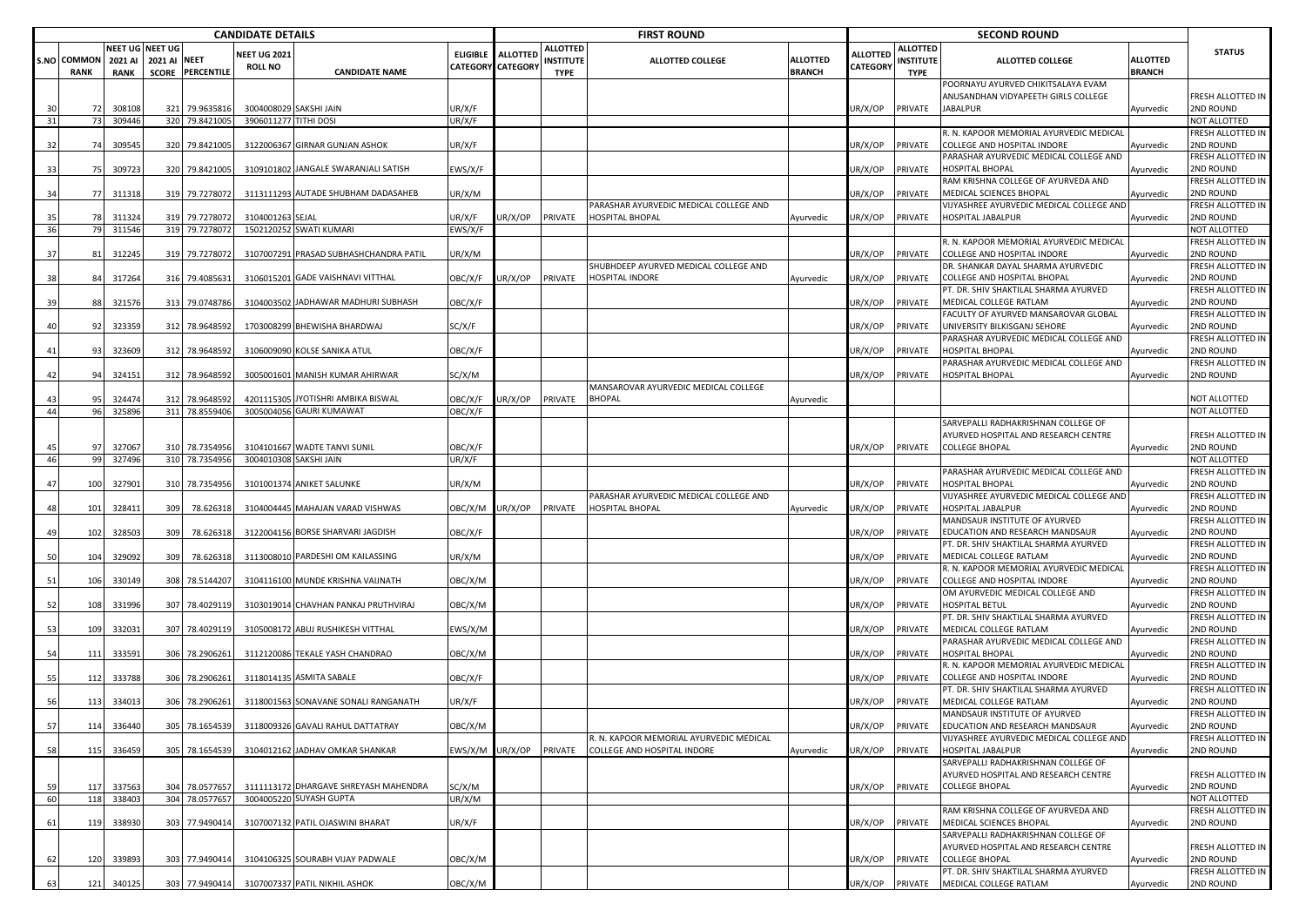| CANDIDATE DETAILS | | | | | | | | FIRST ROUND | | | | | SECOND ROUND | | | | | STATUS |
|---|---|---|---|---|---|---|---|---|---|---|---|---|---|---|---|---|---|---|
| S.NO | COMMON RANK | NEET UG 2021 AI RANK | NEET UG 2021 AI SCORE | NEET PERCENTILE | NEET UG 2021 ROLL NO | CANDIDATE NAME | ELIGIBLE CATEGORY | ALLOTTED CATEGORY | ALLOTTED INSTITUTE TYPE | ALLOTTED COLLEGE | ALLOTTED BRANCH | ALLOTTED CATEGORY | ALLOTTED INSTITUTE TYPE | ALLOTTED COLLEGE | ALLOTTED BRANCH | |
| 30 | 72 | 308108 | 321 | 79.9635816 | 3004008029 | SAKSHI JAIN | UR/X/F | | | | | UR/X/OP | PRIVATE | POORNAYU AYURVED CHIKITSALAYA EVAM ANUSANDHAN VIDYAPEETH GIRLS COLLEGE JABALPUR | Ayurvedic | FRESH ALLOTTED IN 2ND ROUND |
| 31 | 73 | 309446 | 320 | 79.8421005 | 3906011277 | TITHI DOSI | UR/X/F | | | | | | | | | NOT ALLOTTED |
| 32 | 74 | 309545 | 320 | 79.8421005 | 3122006367 | GIRNAR GUNJAN ASHOK | UR/X/F | | | | | UR/X/OP | PRIVATE | R. N. KAPOOR MEMORIAL AYURVEDIC MEDICAL COLLEGE AND HOSPITAL INDORE | Ayurvedic | FRESH ALLOTTED IN 2ND ROUND |
| 33 | 75 | 309723 | 320 | 79.8421005 | 3109101802 | JANGALE SWARANJALI SATISH | EWS/X/F | | | | | UR/X/OP | PRIVATE | PARASHAR AYURVEDIC MEDICAL COLLEGE AND HOSPITAL BHOPAL | Ayurvedic | FRESH ALLOTTED IN 2ND ROUND |
| 34 | 77 | 311318 | 319 | 79.7278072 | 3113111293 | AUTADE SHUBHAM DADASAHEB | UR/X/M | | | | | UR/X/OP | PRIVATE | RAM KRISHNA COLLEGE OF AYURVEDA AND MEDICAL SCIENCES BHOPAL | Ayurvedic | FRESH ALLOTTED IN 2ND ROUND |
| 35 | 78 | 311324 | 319 | 79.7278072 | 3104001263 | SEJAL | UR/X/F | UR/X/OP | PRIVATE | PARASHAR AYURVEDIC MEDICAL COLLEGE AND HOSPITAL BHOPAL | Ayurvedic | UR/X/OP | PRIVATE | VIJYASHREE AYURVEDIC MEDICAL COLLEGE AND HOSPITAL JABALPUR | Ayurvedic | FRESH ALLOTTED IN 2ND ROUND |
| 36 | 79 | 311546 | 319 | 79.7278072 | 1502120252 | SWATI KUMARI | EWS/X/F | | | | | | | | | NOT ALLOTTED |
| 37 | 81 | 312245 | 319 | 79.7278072 | 3107007291 | PRASAD SUBHASHCHANDRA PATIL | UR/X/M | | | | | UR/X/OP | PRIVATE | R. N. KAPOOR MEMORIAL AYURVEDIC MEDICAL COLLEGE AND HOSPITAL INDORE | Ayurvedic | FRESH ALLOTTED IN 2ND ROUND |
| 38 | 84 | 317264 | 316 | 79.4085631 | 3106015201 | GADE VAISHNAVI VITTHAL | OBC/X/F | UR/X/OP | PRIVATE | SHUBHDEEP AYURVED MEDICAL COLLEGE AND HOSPITAL INDORE | Ayurvedic | UR/X/OP | PRIVATE | DR. SHANKAR DAYAL SHARMA AYURVEDIC COLLEGE AND HOSPITAL BHOPAL | Ayurvedic | FRESH ALLOTTED IN 2ND ROUND |
| 39 | 88 | 321576 | 313 | 79.0748786 | 3104003502 | JADHAWAR MADHURI SUBHASH | OBC/X/F | | | | | UR/X/OP | PRIVATE | PT. DR. SHIV SHAKTILAL SHARMA AYURVED MEDICAL COLLEGE RATLAM | Ayurvedic | FRESH ALLOTTED IN 2ND ROUND |
| 40 | 92 | 323359 | 312 | 78.9648592 | 1703008299 | BHEWISHA BHARDWAJ | SC/X/F | | | | | UR/X/OP | PRIVATE | FACULTY OF AYURVED MANSAROVAR GLOBAL UNIVERSITY BILKISGANJ SEHORE | Ayurvedic | FRESH ALLOTTED IN 2ND ROUND |
| 41 | 93 | 323609 | 312 | 78.9648592 | 3106009090 | KOLSE SANIKA ATUL | OBC/X/F | | | | | UR/X/OP | PRIVATE | PARASHAR AYURVEDIC MEDICAL COLLEGE AND HOSPITAL BHOPAL | Ayurvedic | FRESH ALLOTTED IN 2ND ROUND |
| 42 | 94 | 324151 | 312 | 78.9648592 | 3005001601 | MANISH KUMAR AHIRWAR | SC/X/M | | | | | UR/X/OP | PRIVATE | PARASHAR AYURVEDIC MEDICAL COLLEGE AND HOSPITAL BHOPAL | Ayurvedic | FRESH ALLOTTED IN 2ND ROUND |
| 43 | 95 | 324474 | 312 | 78.9648592 | 4201115305 | JYOTISHRI AMBIKA BISWAL | OBC/X/F | UR/X/OP | PRIVATE | MANSAROVAR AYURVEDIC MEDICAL COLLEGE BHOPAL | Ayurvedic | | | | | NOT ALLOTTED |
| 44 | 96 | 325896 | 311 | 78.8559406 | 3005004056 | GAURI KUMAWAT | OBC/X/F | | | | | | | | | NOT ALLOTTED |
| 45 | 97 | 327067 | 310 | 78.7354956 | 3104101667 | WADTE TANVI SUNIL | OBC/X/F | | | | | UR/X/OP | PRIVATE | SARVEPALLI RADHAKRISHNAN COLLEGE OF AYURVED HOSPITAL AND RESEARCH CENTRE COLLEGE BHOPAL | Ayurvedic | FRESH ALLOTTED IN 2ND ROUND |
| 46 | 99 | 327496 | 310 | 78.7354956 | 3004010308 | SAKSHI JAIN | UR/X/F | | | | | | | | | NOT ALLOTTED |
| 47 | 100 | 327901 | 310 | 78.7354956 | 3101001374 | ANIKET SALUNKE | UR/X/M | | | | | UR/X/OP | PRIVATE | PARASHAR AYURVEDIC MEDICAL COLLEGE AND HOSPITAL BHOPAL | Ayurvedic | FRESH ALLOTTED IN 2ND ROUND |
| 48 | 101 | 328411 | 309 | 78.626318 | 3104004445 | MAHAJAN VARAD VISHWAS | OBC/X/M | UR/X/OP | PRIVATE | PARASHAR AYURVEDIC MEDICAL COLLEGE AND HOSPITAL BHOPAL | Ayurvedic | UR/X/OP | PRIVATE | VIJYASHREE AYURVEDIC MEDICAL COLLEGE AND HOSPITAL JABALPUR | Ayurvedic | FRESH ALLOTTED IN 2ND ROUND |
| 49 | 102 | 328503 | 309 | 78.626318 | 3122004156 | BORSE SHARVARI JAGDISH | OBC/X/F | | | | | UR/X/OP | PRIVATE | MANDSAUR INSTITUTE OF AYURVED EDUCATION AND RESEARCH MANDSAUR | Ayurvedic | FRESH ALLOTTED IN 2ND ROUND |
| 50 | 104 | 329092 | 309 | 78.626318 | 3113008010 | PARDESHI OM KAILASSING | UR/X/M | | | | | UR/X/OP | PRIVATE | PT. DR. SHIV SHAKTILAL SHARMA AYURVED MEDICAL COLLEGE RATLAM | Ayurvedic | FRESH ALLOTTED IN 2ND ROUND |
| 51 | 106 | 330149 | 308 | 78.5144207 | 3104116100 | MUNDE KRISHNA VAIJNATH | OBC/X/M | | | | | UR/X/OP | PRIVATE | R. N. KAPOOR MEMORIAL AYURVEDIC MEDICAL COLLEGE AND HOSPITAL INDORE | Ayurvedic | FRESH ALLOTTED IN 2ND ROUND |
| 52 | 108 | 331996 | 307 | 78.4029119 | 3103019014 | CHAVHAN PANKAJ PRUTHVIRAJ | OBC/X/M | | | | | UR/X/OP | PRIVATE | OM AYURVEDIC MEDICAL COLLEGE AND HOSPITAL BETUL | Ayurvedic | FRESH ALLOTTED IN 2ND ROUND |
| 53 | 109 | 332031 | 307 | 78.4029119 | 3105008172 | ABUJ RUSHIKESH VITTHAL | EWS/X/M | | | | | UR/X/OP | PRIVATE | PT. DR. SHIV SHAKTILAL SHARMA AYURVED MEDICAL COLLEGE RATLAM | Ayurvedic | FRESH ALLOTTED IN 2ND ROUND |
| 54 | 111 | 333591 | 306 | 78.2906261 | 3112120086 | TEKALE YASH CHANDRAO | OBC/X/M | | | | | UR/X/OP | PRIVATE | PARASHAR AYURVEDIC MEDICAL COLLEGE AND HOSPITAL BHOPAL | Ayurvedic | FRESH ALLOTTED IN 2ND ROUND |
| 55 | 112 | 333788 | 306 | 78.2906261 | 3118014135 | ASMITA SABALE | OBC/X/F | | | | | UR/X/OP | PRIVATE | R. N. KAPOOR MEMORIAL AYURVEDIC MEDICAL COLLEGE AND HOSPITAL INDORE | Ayurvedic | FRESH ALLOTTED IN 2ND ROUND |
| 56 | 113 | 334013 | 306 | 78.2906261 | 3118001563 | SONAVANE SONALI RANGANATH | UR/X/F | | | | | UR/X/OP | PRIVATE | PT. DR. SHIV SHAKTILAL SHARMA AYURVED MEDICAL COLLEGE RATLAM | Ayurvedic | FRESH ALLOTTED IN 2ND ROUND |
| 57 | 114 | 336440 | 305 | 78.1654539 | 3118009326 | GAVALI RAHUL DATTATRAY | OBC/X/M | | | | | UR/X/OP | PRIVATE | MANDSAUR INSTITUTE OF AYURVED EDUCATION AND RESEARCH MANDSAUR | Ayurvedic | FRESH ALLOTTED IN 2ND ROUND |
| 58 | 115 | 336459 | 305 | 78.1654539 | 3104012162 | JADHAV OMKAR SHANKAR | EWS/X/M | UR/X/OP | PRIVATE | R. N. KAPOOR MEMORIAL AYURVEDIC MEDICAL COLLEGE AND HOSPITAL INDORE | Ayurvedic | UR/X/OP | PRIVATE | VIJYASHREE AYURVEDIC MEDICAL COLLEGE AND HOSPITAL JABALPUR | Ayurvedic | FRESH ALLOTTED IN 2ND ROUND |
| 59 | 117 | 337563 | 304 | 78.0577657 | 3111113172 | DHARGAVE SHREYASH MAHENDRA | SC/X/M | | | | | UR/X/OP | PRIVATE | SARVEPALLI RADHAKRISHNAN COLLEGE OF AYURVED HOSPITAL AND RESEARCH CENTRE COLLEGE BHOPAL | Ayurvedic | FRESH ALLOTTED IN 2ND ROUND |
| 60 | 118 | 338403 | 304 | 78.0577657 | 3004005220 | SUYASH GUPTA | UR/X/M | | | | | | | | | NOT ALLOTTED |
| 61 | 119 | 338930 | 303 | 77.9490414 | 3107007132 | PATIL OJASWINI BHARAT | UR/X/F | | | | | UR/X/OP | PRIVATE | RAM KRISHNA COLLEGE OF AYURVEDA AND MEDICAL SCIENCES BHOPAL | Ayurvedic | FRESH ALLOTTED IN 2ND ROUND |
| 62 | 120 | 339893 | 303 | 77.9490414 | 3104106325 | SOURABH VIJAY PADWALE | OBC/X/M | | | | | UR/X/OP | PRIVATE | SARVEPALLI RADHAKRISHNAN COLLEGE OF AYURVED HOSPITAL AND RESEARCH CENTRE COLLEGE BHOPAL | Ayurvedic | FRESH ALLOTTED IN 2ND ROUND |
| 63 | 121 | 340125 | 303 | 77.9490414 | 3107007337 | PATIL NIKHIL ASHOK | OBC/X/M | | | | | UR/X/OP | PRIVATE | PT. DR. SHIV SHAKTILAL SHARMA AYURVED MEDICAL COLLEGE RATLAM | Ayurvedic | FRESH ALLOTTED IN 2ND ROUND |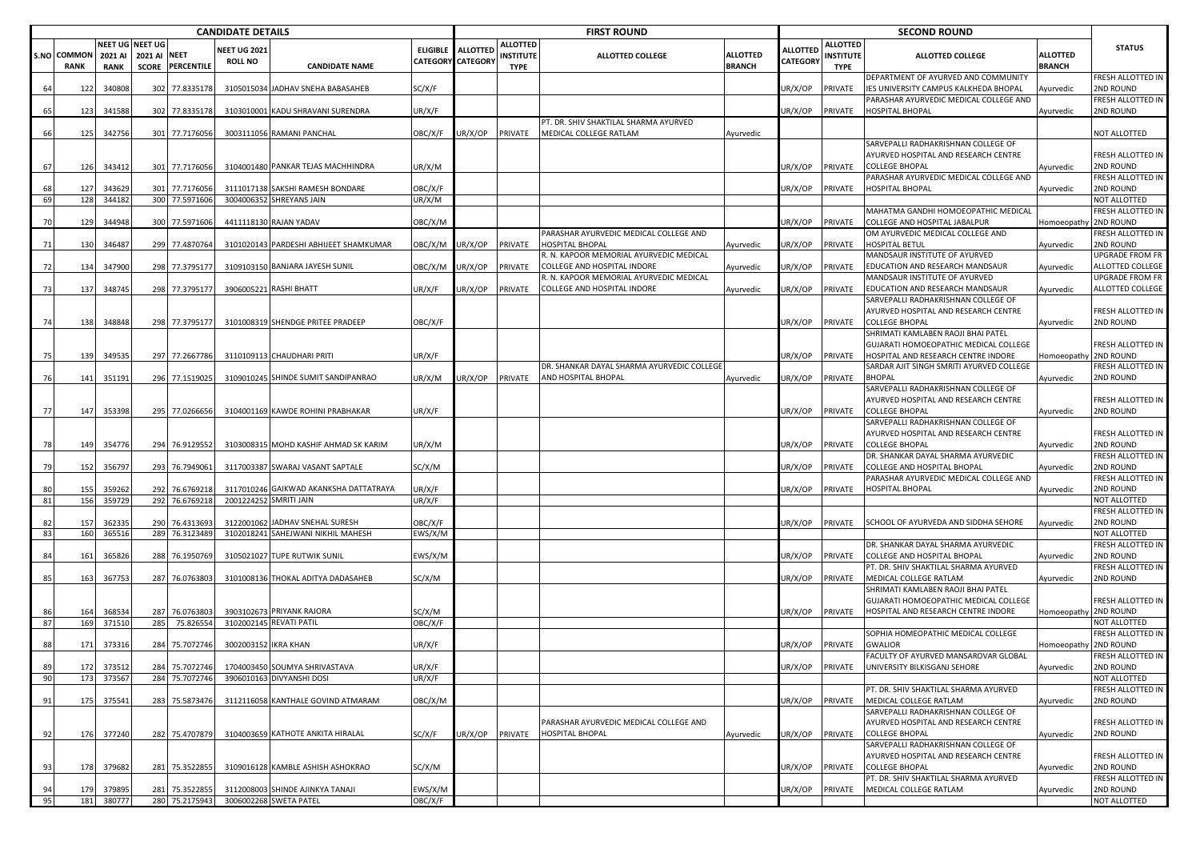| CANDIDATE DETAILS | | | | | | | | | | FIRST ROUND | | | | SECOND ROUND | | | | | |
|---|---|---|---|---|---|---|---|---|---|---|---|---|---|---|---|---|---|---|---|
| S.NO | COMMON RANK | NEET UG 2021 AI RANK | NEET UG 2021 AI SCORE | NEET PERCENTILE | NEET UG 2021 ROLL NO | CANDIDATE NAME | ELIGIBLE CATEGORY | ALLOTTED CATEGORY | ALLOTTED INSTITUTE TYPE | ALLOTTED COLLEGE | ALLOTTED BRANCH | ALLOTTED CATEGORY | ALLOTTED INSTITUTE TYPE | ALLOTTED COLLEGE | ALLOTTED BRANCH | STATUS |
| 64 | 122 | 340808 | 302 | 77.8335178 | 3105015034 | JADHAV SNEHA BABASAHEB | SC/X/F | | | | | UR/X/OP | PRIVATE | DEPARTMENT OF AYURVED AND COMMUNITY IES UNIVERSITY CAMPUS KALKHEDA BHOPAL | Ayurvedic | FRESH ALLOTTED IN 2ND ROUND |
| 65 | 123 | 341588 | 302 | 77.8335178 | 3103010001 | KADU SHRAVANI SURENDRA | UR/X/F | | | | | UR/X/OP | PRIVATE | PARASHAR AYURVEDIC MEDICAL COLLEGE AND HOSPITAL BHOPAL | Ayurvedic | FRESH ALLOTTED IN 2ND ROUND |
| 66 | 125 | 342756 | 301 | 77.7176056 | 3003111056 | RAMANI PANCHAL | OBC/X/F | UR/X/OP | PRIVATE | PT. DR. SHIV SHAKTILAL SHARMA AYURVED MEDICAL COLLEGE RATLAM | Ayurvedic | | | | | NOT ALLOTTED |
| 67 | 126 | 343412 | 301 | 77.7176056 | 3104001480 | PANKAR TEJAS MACHHINDRA | UR/X/M | | | | | UR/X/OP | PRIVATE | SARVEPALLI RADHAKRISHNAN COLLEGE OF AYURVED HOSPITAL AND RESEARCH CENTRE COLLEGE BHOPAL | Ayurvedic | FRESH ALLOTTED IN 2ND ROUND |
| 68 | 127 | 343629 | 301 | 77.7176056 | 3111017138 | SAKSHI RAMESH BONDARE | OBC/X/F | | | | | UR/X/OP | PRIVATE | PARASHAR AYURVEDIC MEDICAL COLLEGE AND HOSPITAL BHOPAL | Ayurvedic | FRESH ALLOTTED IN 2ND ROUND |
| 69 | 128 | 344182 | 300 | 77.5971606 | 3004006352 | SHREYANS JAIN | UR/X/M | | | | | | | | | NOT ALLOTTED |
| 70 | 129 | 344948 | 300 | 77.5971606 | 4411118130 | RAJAN YADAV | OBC/X/M | | | | | UR/X/OP | PRIVATE | MAHATMA GANDHI HOMOEOPATHIC MEDICAL COLLEGE AND HOSPITAL JABALPUR | Homoeopathy | FRESH ALLOTTED IN 2ND ROUND |
| 71 | 130 | 346487 | 299 | 77.4870764 | 3101020143 | PARDESHI ABHIJEET SHAMKUMAR | OBC/X/M | UR/X/OP | PRIVATE | PARASHAR AYURVEDIC MEDICAL COLLEGE AND HOSPITAL BHOPAL | Ayurvedic | UR/X/OP | PRIVATE | OM AYURVEDIC MEDICAL COLLEGE AND HOSPITAL BETUL | Ayurvedic | FRESH ALLOTTED IN 2ND ROUND |
| 72 | 134 | 347900 | 298 | 77.3795177 | 3109103150 | BANJARA JAYESH SUNIL | OBC/X/M | UR/X/OP | PRIVATE | R. N. KAPOOR MEMORIAL AYURVEDIC MEDICAL COLLEGE AND HOSPITAL INDORE | Ayurvedic | UR/X/OP | PRIVATE | MANDSAUR INSTITUTE OF AYURVED EDUCATION AND RESEARCH MANDSAUR | Ayurvedic | UPGRADE FROM FR ALLOTTED COLLEGE |
| 73 | 137 | 348745 | 298 | 77.3795177 | 3906005221 | RASHI BHATT | UR/X/F | UR/X/OP | PRIVATE | R. N. KAPOOR MEMORIAL AYURVEDIC MEDICAL COLLEGE AND HOSPITAL INDORE | Ayurvedic | UR/X/OP | PRIVATE | MANDSAUR INSTITUTE OF AYURVED EDUCATION AND RESEARCH MANDSAUR | Ayurvedic | UPGRADE FROM FR ALLOTTED COLLEGE |
| 74 | 138 | 348848 | 298 | 77.3795177 | 3101008319 | SHENDGE PRITEE PRADEEP | OBC/X/F | | | | | UR/X/OP | PRIVATE | SARVEPALLI RADHAKRISHNAN COLLEGE OF AYURVED HOSPITAL AND RESEARCH CENTRE COLLEGE BHOPAL | Ayurvedic | FRESH ALLOTTED IN 2ND ROUND |
| 75 | 139 | 349535 | 297 | 77.2667786 | 3110109113 | CHAUDHARI PRITI | UR/X/F | | | | | UR/X/OP | PRIVATE | SHRIMATI KAMLABEN RAOJI BHAI PATEL GUJARATI HOMOEOPATHIC MEDICAL COLLEGE HOSPITAL AND RESEARCH CENTRE INDORE | Homoeopathy | FRESH ALLOTTED IN 2ND ROUND |
| 76 | 141 | 351191 | 296 | 77.1519025 | 3109010245 | SHINDE SUMIT SANDIPANRAO | UR/X/M | UR/X/OP | PRIVATE | DR. SHANKAR DAYAL SHARMA AYURVEDIC COLLEGE AND HOSPITAL BHOPAL | Ayurvedic | UR/X/OP | PRIVATE | SARDAR AJIT SINGH SMRITI AYURVED COLLEGE BHOPAL | Ayurvedic | FRESH ALLOTTED IN 2ND ROUND |
| 77 | 147 | 353398 | 295 | 77.0266656 | 3104001169 | KAWDE ROHINI PRABHAKAR | UR/X/F | | | | | UR/X/OP | PRIVATE | SARVEPALLI RADHAKRISHNAN COLLEGE OF AYURVED HOSPITAL AND RESEARCH CENTRE COLLEGE BHOPAL | Ayurvedic | FRESH ALLOTTED IN 2ND ROUND |
| 78 | 149 | 354776 | 294 | 76.9129552 | 3103008315 | MOHD KASHIF AHMAD SK KARIM | UR/X/M | | | | | UR/X/OP | PRIVATE | SARVEPALLI RADHAKRISHNAN COLLEGE OF AYURVED HOSPITAL AND RESEARCH CENTRE COLLEGE BHOPAL | Ayurvedic | FRESH ALLOTTED IN 2ND ROUND |
| 79 | 152 | 356797 | 293 | 76.7949061 | 3117003387 | SWARAJ VASANT SAPTALE | SC/X/M | | | | | UR/X/OP | PRIVATE | DR. SHANKAR DAYAL SHARMA AYURVEDIC COLLEGE AND HOSPITAL BHOPAL | Ayurvedic | FRESH ALLOTTED IN 2ND ROUND |
| 80 | 155 | 359262 | 292 | 76.6769218 | 3117010246 | GAIKWAD AKANKSHA DATTATRAYA | UR/X/F | | | | | UR/X/OP | PRIVATE | PARASHAR AYURVEDIC MEDICAL COLLEGE AND HOSPITAL BHOPAL | Ayurvedic | FRESH ALLOTTED IN 2ND ROUND |
| 81 | 156 | 359729 | 292 | 76.6769218 | 2001224252 | SMRITI JAIN | UR/X/F | | | | | | | | | NOT ALLOTTED |
| 82 | 157 | 362335 | 290 | 76.4313693 | 3122001062 | JADHAV SNEHAL SURESH | OBC/X/F | | | | | UR/X/OP | PRIVATE | SCHOOL OF AYURVEDA AND SIDDHA SEHORE | Ayurvedic | FRESH ALLOTTED IN 2ND ROUND |
| 83 | 160 | 365516 | 289 | 76.3123489 | 3102018241 | SAHEJWANI NIKHIL MAHESH | EWS/X/M | | | | | | | | | NOT ALLOTTED |
| 84 | 161 | 365826 | 288 | 76.1950769 | 3105021027 | TUPE RUTWIK SUNIL | EWS/X/M | | | | | UR/X/OP | PRIVATE | DR. SHANKAR DAYAL SHARMA AYURVEDIC COLLEGE AND HOSPITAL BHOPAL | Ayurvedic | FRESH ALLOTTED IN 2ND ROUND |
| 85 | 163 | 367753 | 287 | 76.0763803 | 3101008136 | THOKAL ADITYA DADASAHEB | SC/X/M | | | | | UR/X/OP | PRIVATE | PT. DR. SHIV SHAKTILAL SHARMA AYURVED MEDICAL COLLEGE RATLAM | Ayurvedic | FRESH ALLOTTED IN 2ND ROUND |
| 86 | 164 | 368534 | 287 | 76.0763803 | 3903102673 | PRIYANK RAJORA | SC/X/M | | | | | UR/X/OP | PRIVATE | SHRIMATI KAMLABEN RAOJI BHAI PATEL GUJARATI HOMOEOPATHIC MEDICAL COLLEGE HOSPITAL AND RESEARCH CENTRE INDORE | Homoeopathy | FRESH ALLOTTED IN 2ND ROUND |
| 87 | 169 | 371510 | 285 | 75.822654 | 3102002145 | REVATI PATIL | OBC/X/F | | | | | | | | | NOT ALLOTTED |
| 88 | 171 | 373316 | 284 | 75.7072746 | 3002003152 | IKRA KHAN | UR/X/F | | | | | UR/X/OP | PRIVATE | SOPHIA HOMEOPATHIC MEDICAL COLLEGE GWALIOR | Homoeopathy | FRESH ALLOTTED IN 2ND ROUND |
| 89 | 172 | 373512 | 284 | 75.7072746 | 1704003450 | SOUMYA SHRIVASTAVA | UR/X/F | | | | | UR/X/OP | PRIVATE | FACULTY OF AYURVED MANSAROVAR GLOBAL UNIVERSITY BILKISGANJ SEHORE | Ayurvedic | FRESH ALLOTTED IN 2ND ROUND |
| 90 | 173 | 373567 | 284 | 75.7072746 | 3906010163 | DIVYANSHI DOSI | UR/X/F | | | | | | | | | NOT ALLOTTED |
| 91 | 175 | 375541 | 283 | 75.5873476 | 3112116058 | KANTHALE GOVIND ATMARAM | OBC/X/M | | | | | UR/X/OP | PRIVATE | PT. DR. SHIV SHAKTILAL SHARMA AYURVED MEDICAL COLLEGE RATLAM | Ayurvedic | FRESH ALLOTTED IN 2ND ROUND |
| 92 | 176 | 377240 | 282 | 75.4707879 | 3104003659 | KATHOTE ANKITA HIRALAL | SC/X/F | UR/X/OP | PRIVATE | PARASHAR AYURVEDIC MEDICAL COLLEGE AND HOSPITAL BHOPAL | Ayurvedic | UR/X/OP | PRIVATE | SARVEPALLI RADHAKRISHNAN COLLEGE OF AYURVED HOSPITAL AND RESEARCH CENTRE COLLEGE BHOPAL | Ayurvedic | FRESH ALLOTTED IN 2ND ROUND |
| 93 | 178 | 379682 | 281 | 75.3522855 | 3109016128 | KAMBLE ASHISH ASHOKRAO | SC/X/M | | | | | UR/X/OP | PRIVATE | SARVEPALLI RADHAKRISHNAN COLLEGE OF AYURVED HOSPITAL AND RESEARCH CENTRE COLLEGE BHOPAL | Ayurvedic | FRESH ALLOTTED IN 2ND ROUND |
| 94 | 179 | 379895 | 281 | 75.3522855 | 3112008003 | SHINDE AJINKYA TANAJI | EWS/X/M | | | | | UR/X/OP | PRIVATE | PT. DR. SHIV SHAKTILAL SHARMA AYURVED MEDICAL COLLEGE RATLAM | Ayurvedic | FRESH ALLOTTED IN 2ND ROUND |
| 95 | 181 | 380777 | 280 | 75.2175943 | 3006002268 | SWETA PATEL | OBC/X/F | | | | | | | | | NOT ALLOTTED |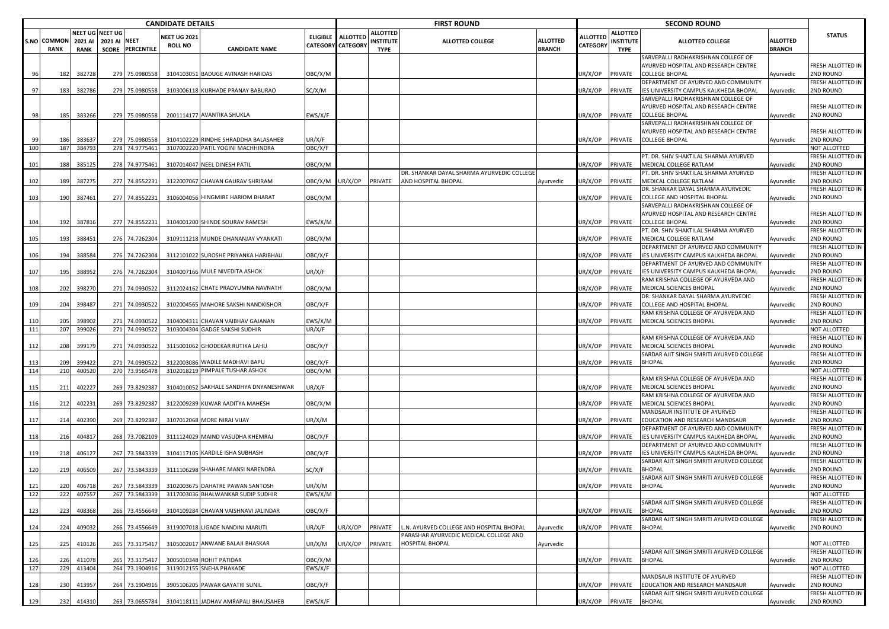| CANDIDATE DETAILS | | | | | | | | FIRST ROUND | | | | | SECOND ROUND | | | | | STATUS |
|---|---|---|---|---|---|---|---|---|---|---|---|---|---|---|---|---|---|---|
| S.NO | COMMON RANK | NEET UG 2021 AI RANK | NEET UG 2021 AI SCORE | NEET PERCENTILE | NEET UG 2021 ROLL NO | CANDIDATE NAME | ELIGIBLE CATEGORY | ALLOTTED CATEGORY | ALLOTTED INSTITUTE TYPE | ALLOTTED COLLEGE | ALLOTTED BRANCH | ALLOTTED CATEGORY | ALLOTTED INSTITUTE TYPE | ALLOTTED COLLEGE | ALLOTTED BRANCH | | | |
| 96 | 182 | 382728 | 279 | 75.0980558 | 3104103051 | BADUGE AVINASH HARIDAS | OBC/X/M | | | | | UR/X/OP | PRIVATE | SARVEPALLI RADHAKRISHNAN COLLEGE OF AYURVED HOSPITAL AND RESEARCH CENTRE COLLEGE BHOPAL | Ayurvedic | FRESH ALLOTTED IN 2ND ROUND | | |
| 97 | 183 | 382786 | 279 | 75.0980558 | 3103006118 | KURHADE PRANAY BABURAO | SC/X/M | | | | | UR/X/OP | PRIVATE | DEPARTMENT OF AYURVED AND COMMUNITY IES UNIVERSITY CAMPUS KALKHEDA BHOPAL | Ayurvedic | FRESH ALLOTTED IN 2ND ROUND | | |
| 98 | 185 | 383266 | 279 | 75.0980558 | 2001114177 | AVANTIKA SHUKLA | EWS/X/F | | | | | UR/X/OP | PRIVATE | SARVEPALLI RADHAKRISHNAN COLLEGE OF AYURVED HOSPITAL AND RESEARCH CENTRE COLLEGE BHOPAL | Ayurvedic | FRESH ALLOTTED IN 2ND ROUND | | |
| 99 | 186 | 383637 | 279 | 75.0980558 | 3104102229 | RINDHE SHRADDHA BALASAHEB | UR/X/F | | | | | UR/X/OP | PRIVATE | SARVEPALLI RADHAKRISHNAN COLLEGE OF AYURVED HOSPITAL AND RESEARCH CENTRE COLLEGE BHOPAL | Ayurvedic | FRESH ALLOTTED IN 2ND ROUND | | |
| 100 | 187 | 384793 | 278 | 74.9775461 | 3107002220 | PATIL YOGINI MACHHINDRA | OBC/X/F | | | | | | | | | NOT ALLOTTED | | |
| 101 | 188 | 385125 | 278 | 74.9775461 | 3107014047 | NEEL DINESH PATIL | OBC/X/M | | | | | UR/X/OP | PRIVATE | PT. DR. SHIV SHAKTILAL SHARMA AYURVED MEDICAL COLLEGE RATLAM | Ayurvedic | FRESH ALLOTTED IN 2ND ROUND | | |
| 102 | 189 | 387275 | 277 | 74.8552231 | 3122007067 | CHAVAN GAURAV SHRIRAM | OBC/X/M | UR/X/OP | PRIVATE | DR. SHANKAR DAYAL SHARMA AYURVEDIC COLLEGE AND HOSPITAL BHOPAL | Ayurvedic | UR/X/OP | PRIVATE | PT. DR. SHIV SHAKTILAL SHARMA AYURVED MEDICAL COLLEGE RATLAM | Ayurvedic | FRESH ALLOTTED IN 2ND ROUND | | |
| 103 | 190 | 387461 | 277 | 74.8552231 | 3106004056 | HINGMIRE HARIOM BHARAT | OBC/X/M | | | | | UR/X/OP | PRIVATE | DR. SHANKAR DAYAL SHARMA AYURVEDIC COLLEGE AND HOSPITAL BHOPAL | Ayurvedic | FRESH ALLOTTED IN 2ND ROUND | | |
| 104 | 192 | 387816 | 277 | 74.8552231 | 3104001200 | SHINDE SOURAV RAMESH | EWS/X/M | | | | | UR/X/OP | PRIVATE | SARVEPALLI RADHAKRISHNAN COLLEGE OF AYURVED HOSPITAL AND RESEARCH CENTRE COLLEGE BHOPAL | Ayurvedic | FRESH ALLOTTED IN 2ND ROUND | | |
| 105 | 193 | 388451 | 276 | 74.7262304 | 3109111218 | MUNDE DHANANJAY VYANKATI | OBC/X/M | | | | | UR/X/OP | PRIVATE | PT. DR. SHIV SHAKTILAL SHARMA AYURVED MEDICAL COLLEGE RATLAM | Ayurvedic | FRESH ALLOTTED IN 2ND ROUND | | |
| 106 | 194 | 388584 | 276 | 74.7262304 | 3112101022 | SUROSHE PRIYANKA HARIBHAU | OBC/X/F | | | | | UR/X/OP | PRIVATE | DEPARTMENT OF AYURVED AND COMMUNITY IES UNIVERSITY CAMPUS KALKHEDA BHOPAL | Ayurvedic | FRESH ALLOTTED IN 2ND ROUND | | |
| 107 | 195 | 388952 | 276 | 74.7262304 | 3104007166 | MULE NIVEDITA ASHOK | UR/X/F | | | | | UR/X/OP | PRIVATE | DEPARTMENT OF AYURVED AND COMMUNITY IES UNIVERSITY CAMPUS KALKHEDA BHOPAL | Ayurvedic | FRESH ALLOTTED IN 2ND ROUND | | |
| 108 | 202 | 398270 | 271 | 74.0930522 | 3112024162 | CHATE PRADYUMNA NAVNATH | OBC/X/M | | | | | UR/X/OP | PRIVATE | RAM KRISHNA COLLEGE OF AYURVEDA AND MEDICAL SCIENCES BHOPAL | Ayurvedic | FRESH ALLOTTED IN 2ND ROUND | | |
| 109 | 204 | 398487 | 271 | 74.0930522 | 3102004565 | MAHORE SAKSHI NANDKISHOR | OBC/X/F | | | | | UR/X/OP | PRIVATE | DR. SHANKAR DAYAL SHARMA AYURVEDIC COLLEGE AND HOSPITAL BHOPAL | Ayurvedic | FRESH ALLOTTED IN 2ND ROUND | | |
| 110 | 205 | 398902 | 271 | 74.0930522 | 3104004311 | CHAVAN VAIBHAV GAJANAN | EWS/X/M | | | | | UR/X/OP | PRIVATE | RAM KRISHNA COLLEGE OF AYURVEDA AND MEDICAL SCIENCES BHOPAL | Ayurvedic | FRESH ALLOTTED IN 2ND ROUND | | |
| 111 | 207 | 399026 | 271 | 74.0930522 | 3103004304 | GADGE SAKSHI SUDHIR | UR/X/F | | | | | | | | | NOT ALLOTTED | | |
| 112 | 208 | 399179 | 271 | 74.0930522 | 3115001062 | GHODEKAR RUTIKA LAHU | OBC/X/F | | | | | UR/X/OP | PRIVATE | RAM KRISHNA COLLEGE OF AYURVEDA AND MEDICAL SCIENCES BHOPAL | Ayurvedic | FRESH ALLOTTED IN 2ND ROUND | | |
| 113 | 209 | 399422 | 271 | 74.0930522 | 3122003086 | WADILE MADHAVI BAPU | OBC/X/F | | | | | UR/X/OP | PRIVATE | SARDAR AJIT SINGH SMRITI AYURVED COLLEGE BHOPAL | Ayurvedic | FRESH ALLOTTED IN 2ND ROUND | | |
| 114 | 210 | 400520 | 270 | 73.9565478 | 3102018219 | PIMPALE TUSHAR ASHOK | OBC/X/M | | | | | | | | | NOT ALLOTTED | | |
| 115 | 211 | 402227 | 269 | 73.8292387 | 3104010052 | SAKHALE SANDHYA DNYANESHWAR | UR/X/F | | | | | UR/X/OP | PRIVATE | RAM KRISHNA COLLEGE OF AYURVEDA AND MEDICAL SCIENCES BHOPAL | Ayurvedic | FRESH ALLOTTED IN 2ND ROUND | | |
| 116 | 212 | 402231 | 269 | 73.8292387 | 3122009289 | KUWAR AADITYA MAHESH | OBC/X/M | | | | | UR/X/OP | PRIVATE | RAM KRISHNA COLLEGE OF AYURVEDA AND MEDICAL SCIENCES BHOPAL | Ayurvedic | FRESH ALLOTTED IN 2ND ROUND | | |
| 117 | 214 | 402390 | 269 | 73.8292387 | 3107012068 | MORE NIRAJ VIJAY | UR/X/M | | | | | UR/X/OP | PRIVATE | MANDSAUR INSTITUTE OF AYURVED EDUCATION AND RESEARCH MANDSAUR | Ayurvedic | FRESH ALLOTTED IN 2ND ROUND | | |
| 118 | 216 | 404817 | 268 | 73.7082109 | 3111124029 | MAIND VASUDHA KHEMRAJ | OBC/X/F | | | | | UR/X/OP | PRIVATE | DEPARTMENT OF AYURVED AND COMMUNITY IES UNIVERSITY CAMPUS KALKHEDA BHOPAL | Ayurvedic | FRESH ALLOTTED IN 2ND ROUND | | |
| 119 | 218 | 406127 | 267 | 73.5843339 | 3104117105 | KARDILE ISHA SUBHASH | OBC/X/F | | | | | UR/X/OP | PRIVATE | DEPARTMENT OF AYURVED AND COMMUNITY IES UNIVERSITY CAMPUS KALKHEDA BHOPAL | Ayurvedic | FRESH ALLOTTED IN 2ND ROUND | | |
| 120 | 219 | 406509 | 267 | 73.5843339 | 3111106298 | SHAHARE MANSI NARENDRA | SC/X/F | | | | | UR/X/OP | PRIVATE | SARDAR AJIT SINGH SMRITI AYURVED COLLEGE BHOPAL | Ayurvedic | FRESH ALLOTTED IN 2ND ROUND | | |
| 121 | 220 | 406718 | 267 | 73.5843339 | 3102003675 | DAHATRE PAWAN SANTOSH | UR/X/M | | | | | UR/X/OP | PRIVATE | SARDAR AJIT SINGH SMRITI AYURVED COLLEGE BHOPAL | Ayurvedic | FRESH ALLOTTED IN 2ND ROUND | | |
| 122 | 222 | 407557 | 267 | 73.5843339 | 3117003036 | BHALWANKAR SUDIP SUDHIR | EWS/X/M | | | | | | | | | NOT ALLOTTED | | |
| 123 | 223 | 408368 | 266 | 73.4556649 | 3104109284 | CHAVAN VAISHNAVI JALINDAR | OBC/X/F | | | | | UR/X/OP | PRIVATE | SARDAR AJIT SINGH SMRITI AYURVED COLLEGE BHOPAL | Ayurvedic | FRESH ALLOTTED IN 2ND ROUND | | |
| 124 | 224 | 409032 | 266 | 73.4556649 | 3119007018 | LIGADE NANDINI MARUTI | UR/X/F | UR/X/OP | PRIVATE | L.N. AYURVED COLLEGE AND HOSPITAL BHOPAL | Ayurvedic | UR/X/OP | PRIVATE | SARDAR AJIT SINGH SMRITI AYURVED COLLEGE BHOPAL | Ayurvedic | FRESH ALLOTTED IN 2ND ROUND | | |
| 125 | 225 | 410126 | 265 | 73.3175417 | 3105002017 | ANWANE BALAJI BHASKAR | UR/X/M | UR/X/OP | PRIVATE | PARASHAR AYURVEDIC MEDICAL COLLEGE AND HOSPITAL BHOPAL | Ayurvedic | | | | | NOT ALLOTTED | | |
| 126 | 226 | 411078 | 265 | 73.3175417 | 3005010348 | ROHIT PATIDAR | OBC/X/M | | | | | UR/X/OP | PRIVATE | SARDAR AJIT SINGH SMRITI AYURVED COLLEGE BHOPAL | Ayurvedic | FRESH ALLOTTED IN 2ND ROUND | | |
| 127 | 229 | 413404 | 264 | 73.1904916 | 3119012155 | SNEHA PHAKADE | EWS/X/F | | | | | | | | | NOT ALLOTTED | | |
| 128 | 230 | 413957 | 264 | 73.1904916 | 3905106205 | PAWAR GAYATRI SUNIL | OBC/X/F | | | | | UR/X/OP | PRIVATE | MANDSAUR INSTITUTE OF AYURVED EDUCATION AND RESEARCH MANDSAUR | Ayurvedic | FRESH ALLOTTED IN 2ND ROUND | | |
| 129 | 232 | 414310 | 263 | 73.0655784 | 3104118111 | JADHAV AMRAPALI BHAUSAHEB | EWS/X/F | | | | | UR/X/OP | PRIVATE | SARDAR AJIT SINGH SMRITI AYURVED COLLEGE BHOPAL | Ayurvedic | FRESH ALLOTTED IN 2ND ROUND | | |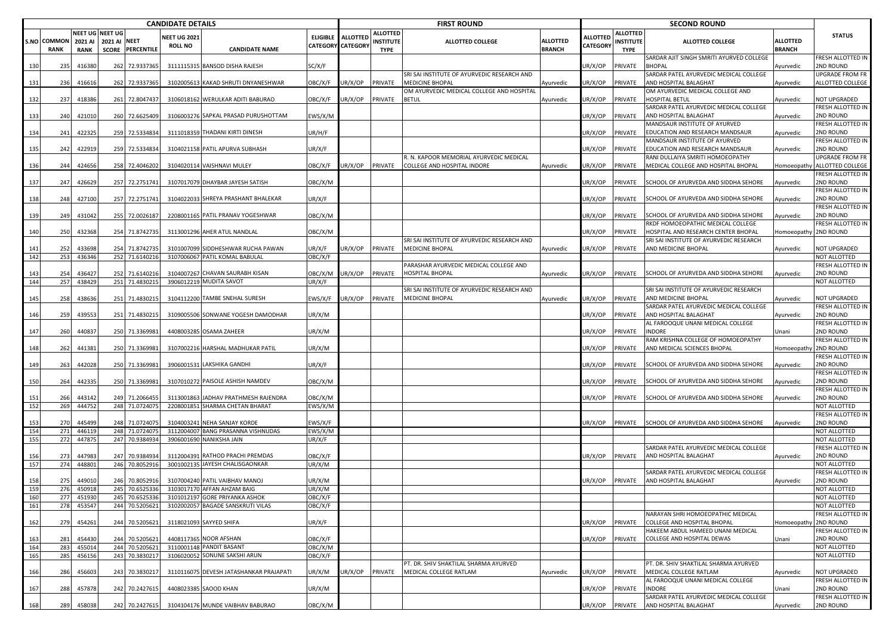| CANDIDATE DETAILS | | | | | | | | FIRST ROUND | | | | | SECOND ROUND | | | | | STATUS |
|---|---|---|---|---|---|---|---|---|---|---|---|---|---|---|---|---|---|---|
| S.NO | COMMON RANK | NEET UG 2021 AI RANK | NEET UG 2021 AI SCORE | NEET PERCENTILE | NEET UG 2021 ROLL NO | CANDIDATE NAME | ELIGIBLE CATEGORY | ALLOTTED CATEGORY | ALLOTTED INSTITUTE TYPE | ALLOTTED COLLEGE | ALLOTTED BRANCH | ALLOTTED CATEGORY | ALLOTTED INSTITUTE TYPE | ALLOTTED COLLEGE | ALLOTTED BRANCH | |
| 130 | 235 | 416380 | 262 | 72.9337365 | 3111115315 | BANSOD DISHA RAJESH | SC/X/F | | | | | UR/X/OP | PRIVATE | SARDAR AJIT SINGH SMRITI AYURVED COLLEGE BHOPAL | Ayurvedic | FRESH ALLOTTED IN 2ND ROUND |
| 131 | 236 | 416616 | 262 | 72.9337365 | 3102005613 | KAKAD SHRUTI DNYANESHWAR | OBC/X/F | UR/X/OP | PRIVATE | SRI SAI INSTITUTE OF AYURVEDIC RESEARCH AND MEDICINE BHOPAL | Ayurvedic | UR/X/OP | PRIVATE | SARDAR PATEL AYURVEDIC MEDICAL COLLEGE AND HOSPITAL BALAGHAT | Ayurvedic | UPGRADE FROM FR ALLOTTED COLLEGE |
| 132 | 237 | 418386 | 261 | 72.8047437 | 3106018162 | WERULKAR ADITI BABURAO | OBC/X/F | UR/X/OP | PRIVATE | OM AYURVEDIC MEDICAL COLLEGE AND HOSPITAL BETUL | Ayurvedic | UR/X/OP | PRIVATE | OM AYURVEDIC MEDICAL COLLEGE AND HOSPITAL BETUL | Ayurvedic | NOT UPGRADED |
| 133 | 240 | 421010 | 260 | 72.6625409 | 3106003276 | SAPKAL PRASAD PURUSHOTTAM | EWS/X/M | | | | | UR/X/OP | PRIVATE | SARDAR PATEL AYURVEDIC MEDICAL COLLEGE AND HOSPITAL BALAGHAT | Ayurvedic | FRESH ALLOTTED IN 2ND ROUND |
| 134 | 241 | 422325 | 259 | 72.5334834 | 3111018359 | THADANI KIRTI DINESH | UR/H/F | | | | | UR/X/OP | PRIVATE | MANDSAUR INSTITUTE OF AYURVED EDUCATION AND RESEARCH MANDSAUR | Ayurvedic | FRESH ALLOTTED IN 2ND ROUND |
| 135 | 242 | 422919 | 259 | 72.5334834 | 3104021158 | PATIL APURVA SUBHASH | UR/X/F | | | | | UR/X/OP | PRIVATE | MANDSAUR INSTITUTE OF AYURVED EDUCATION AND RESEARCH MANDSAUR | Ayurvedic | FRESH ALLOTTED IN 2ND ROUND |
| 136 | 244 | 424656 | 258 | 72.4046202 | 3104020114 | VAISHNAVI MULEY | OBC/X/F | UR/X/OP | PRIVATE | R. N. KAPOOR MEMORIAL AYURVEDIC MEDICAL COLLEGE AND HOSPITAL INDORE | Ayurvedic | UR/X/OP | PRIVATE | RANI DULLAIYA SMRITI HOMOEOPATHY MEDICAL COLLEGE AND HOSPITAL BHOPAL | Homoeopathy | UPGRADE FROM FR ALLOTTED COLLEGE |
| 137 | 247 | 426629 | 257 | 72.2751741 | 3107017079 | DHAYBAR JAYESH SATISH | OBC/X/M | | | | | UR/X/OP | PRIVATE | SCHOOL OF AYURVEDA AND SIDDHA SEHORE | Ayurvedic | FRESH ALLOTTED IN 2ND ROUND |
| 138 | 248 | 427100 | 257 | 72.2751741 | 3104022033 | SHREYA PRASHANT BHALEKAR | UR/X/F | | | | | UR/X/OP | PRIVATE | SCHOOL OF AYURVEDA AND SIDDHA SEHORE | Ayurvedic | FRESH ALLOTTED IN 2ND ROUND |
| 139 | 249 | 431042 | 255 | 72.0026187 | 2208001165 | PATIL PRANAV YOGESHWAR | OBC/X/M | | | | | UR/X/OP | PRIVATE | SCHOOL OF AYURVEDA AND SIDDHA SEHORE | Ayurvedic | FRESH ALLOTTED IN 2ND ROUND |
| 140 | 250 | 432368 | 254 | 71.8742735 | 3113001296 | AHER ATUL NANDLAL | OBC/X/M | | | | | UR/X/OP | PRIVATE | RKDF HOMOEOPATHIC MEDICAL COLLEGE HOSPITAL AND RESEARCH CENTER BHOPAL | Homoeopathy | FRESH ALLOTTED IN 2ND ROUND |
| 141 | 252 | 433698 | 254 | 71.8742735 | 3101007099 | SIDDHESHWAR RUCHA PAWAN | UR/X/F | UR/X/OP | PRIVATE | SRI SAI INSTITUTE OF AYURVEDIC RESEARCH AND MEDICINE BHOPAL | Ayurvedic | UR/X/OP | PRIVATE | SRI SAI INSTITUTE OF AYURVEDIC RESEARCH AND MEDICINE BHOPAL | Ayurvedic | NOT UPGRADED |
| 142 | 253 | 436346 | 252 | 71.6140216 | 3107006067 | PATIL KOMAL BABULAL | OBC/X/F | | | | | | | | | NOT ALLOTTED |
| 143 | 254 | 436427 | 252 | 71.6140216 | 3104007267 | CHAVAN SAURABH KISAN | OBC/X/M | UR/X/OP | PRIVATE | PARASHAR AYURVEDIC MEDICAL COLLEGE AND HOSPITAL BHOPAL | Ayurvedic | UR/X/OP | PRIVATE | SCHOOL OF AYURVEDA AND SIDDHA SEHORE | Ayurvedic | FRESH ALLOTTED IN 2ND ROUND |
| 144 | 257 | 438429 | 251 | 71.4830215 | 3906012219 | MUDITA SAVOT | UR/X/F | | | | | | | | | NOT ALLOTTED |
| 145 | 258 | 438636 | 251 | 71.4830215 | 3104112200 | TAMBE SNEHAL SURESH | EWS/X/F | UR/X/OP | PRIVATE | SRI SAI INSTITUTE OF AYURVEDIC RESEARCH AND MEDICINE BHOPAL | Ayurvedic | UR/X/OP | PRIVATE | SRI SAI INSTITUTE OF AYURVEDIC RESEARCH AND MEDICINE BHOPAL | Ayurvedic | NOT UPGRADED |
| 146 | 259 | 439553 | 251 | 71.4830215 | 3109005506 | SONWANE YOGESH DAMODHAR | UR/X/M | | | | | UR/X/OP | PRIVATE | SARDAR PATEL AYURVEDIC MEDICAL COLLEGE AND HOSPITAL BALAGHAT | Ayurvedic | FRESH ALLOTTED IN 2ND ROUND |
| 147 | 260 | 440837 | 250 | 71.3369981 | 4408003285 | OSAMA ZAHEER | UR/X/M | | | | | UR/X/OP | PRIVATE | AL FAROOQUE UNANI MEDICAL COLLEGE INDORE | Unani | FRESH ALLOTTED IN 2ND ROUND |
| 148 | 262 | 441381 | 250 | 71.3369981 | 3107002216 | HARSHAL MADHUKAR PATIL | UR/X/M | | | | | UR/X/OP | PRIVATE | RAM KRISHNA COLLEGE OF HOMOEOPATHY AND MEDICAL SCIENCES BHOPAL | Homoeopathy | FRESH ALLOTTED IN 2ND ROUND |
| 149 | 263 | 442028 | 250 | 71.3369981 | 3906001531 | LAKSHIKA GANDHI | UR/X/F | | | | | UR/X/OP | PRIVATE | SCHOOL OF AYURVEDA AND SIDDHA SEHORE | Ayurvedic | FRESH ALLOTTED IN 2ND ROUND |
| 150 | 264 | 442335 | 250 | 71.3369981 | 3107010272 | PAISOLE ASHISH NAMDEV | OBC/X/M | | | | | UR/X/OP | PRIVATE | SCHOOL OF AYURVEDA AND SIDDHA SEHORE | Ayurvedic | FRESH ALLOTTED IN 2ND ROUND |
| 151 | 266 | 443142 | 249 | 71.2066455 | 3113001863 | JADHAV PRATHMESH RAJENDRA | OBC/X/M | | | | | UR/X/OP | PRIVATE | SCHOOL OF AYURVEDA AND SIDDHA SEHORE | Ayurvedic | FRESH ALLOTTED IN 2ND ROUND |
| 152 | 269 | 444752 | 248 | 71.0724075 | 2208001851 | SHARMA CHETAN BHARAT | EWS/X/M | | | | | | | | | NOT ALLOTTED |
| 153 | 270 | 445499 | 248 | 71.0724075 | 3104003241 | NEHA SANJAY KORDE | EWS/X/F | | | | | UR/X/OP | PRIVATE | SCHOOL OF AYURVEDA AND SIDDHA SEHORE | Ayurvedic | FRESH ALLOTTED IN 2ND ROUND |
| 154 | 271 | 446119 | 248 | 71.0724075 | 3112004007 | BANG PRASANNA VISHNUDAS | EWS/X/M | | | | | | | | | NOT ALLOTTED |
| 155 | 272 | 447875 | 247 | 70.9384934 | 3906001690 | NANIKSHA JAIN | UR/X/F | | | | | | | | | NOT ALLOTTED |
| 156 | 273 | 447983 | 247 | 70.9384934 | 3112004391 | RATHOD PRACHI PREMDAS | OBC/X/F | | | | | UR/X/OP | PRIVATE | SARDAR PATEL AYURVEDIC MEDICAL COLLEGE AND HOSPITAL BALAGHAT | Ayurvedic | FRESH ALLOTTED IN 2ND ROUND |
| 157 | 274 | 448801 | 246 | 70.8052916 | 3001002135 | JAYESH CHALISGAONKAR | UR/X/M | | | | | | | | | NOT ALLOTTED |
| 158 | 275 | 449010 | 246 | 70.8052916 | 3107004240 | PATIL VAIBHAV MANOJ | UR/X/M | | | | | UR/X/OP | PRIVATE | SARDAR PATEL AYURVEDIC MEDICAL COLLEGE AND HOSPITAL BALAGHAT | Ayurvedic | FRESH ALLOTTED IN 2ND ROUND |
| 159 | 276 | 450918 | 245 | 70.6525336 | 3103017170 | AFFAN AHZAM BAIG | UR/X/M | | | | | | | | | NOT ALLOTTED |
| 160 | 277 | 451930 | 245 | 70.6525336 | 3101012197 | GORE PRIYANKA ASHOK | OBC/X/F | | | | | | | | | NOT ALLOTTED |
| 161 | 278 | 453547 | 244 | 70.5205621 | 3102002057 | BAGADE SANSKRUTI VILAS | OBC/X/F | | | | | | | | | NOT ALLOTTED |
| 162 | 279 | 454261 | 244 | 70.5205621 | 3118021093 | SAYYED SHIFA | UR/X/F | | | | | UR/X/OP | PRIVATE | NARAYAN SHRI HOMOEOPATHIC MEDICAL COLLEGE AND HOSPITAL BHOPAL | Homoeopathy | FRESH ALLOTTED IN 2ND ROUND |
| 163 | 281 | 454430 | 244 | 70.5205621 | 4408117365 | NOOR AFSHAN | OBC/X/F | | | | | UR/X/OP | PRIVATE | HAKEEM ABDUL HAMEED UNANI MEDICAL COLLEGE AND HOSPITAL DEWAS | Unani | FRESH ALLOTTED IN 2ND ROUND |
| 164 | 283 | 455014 | 244 | 70.5205621 | 3110001148 | PANDIT BASANT | OBC/X/M | | | | | | | | | NOT ALLOTTED |
| 165 | 285 | 456156 | 243 | 70.3830217 | 3106020052 | SONUNE SAKSHI ARUN | OBC/X/F | | | | | | | | | NOT ALLOTTED |
| 166 | 286 | 456603 | 243 | 70.3830217 | 3110116075 | DEVESH JATASHANKAR PRAJAPATI | UR/X/M | UR/X/OP | PRIVATE | PT. DR. SHIV SHAKTILAL SHARMA AYURVED MEDICAL COLLEGE RATLAM | Ayurvedic | UR/X/OP | PRIVATE | PT. DR. SHIV SHAKTILAL SHARMA AYURVED MEDICAL COLLEGE RATLAM | Ayurvedic | NOT UPGRADED |
| 167 | 288 | 457878 | 242 | 70.2427615 | 4408023385 | SAOOD KHAN | UR/X/M | | | | | UR/X/OP | PRIVATE | AL FAROOQUE UNANI MEDICAL COLLEGE INDORE | Unani | FRESH ALLOTTED IN 2ND ROUND |
| 168 | 289 | 458038 | 242 | 70.2427615 | 3104104176 | MUNDE VAIBHAV BABURAO | OBC/X/M | | | | | UR/X/OP | PRIVATE | SARDAR PATEL AYURVEDIC MEDICAL COLLEGE AND HOSPITAL BALAGHAT | Ayurvedic | FRESH ALLOTTED IN 2ND ROUND |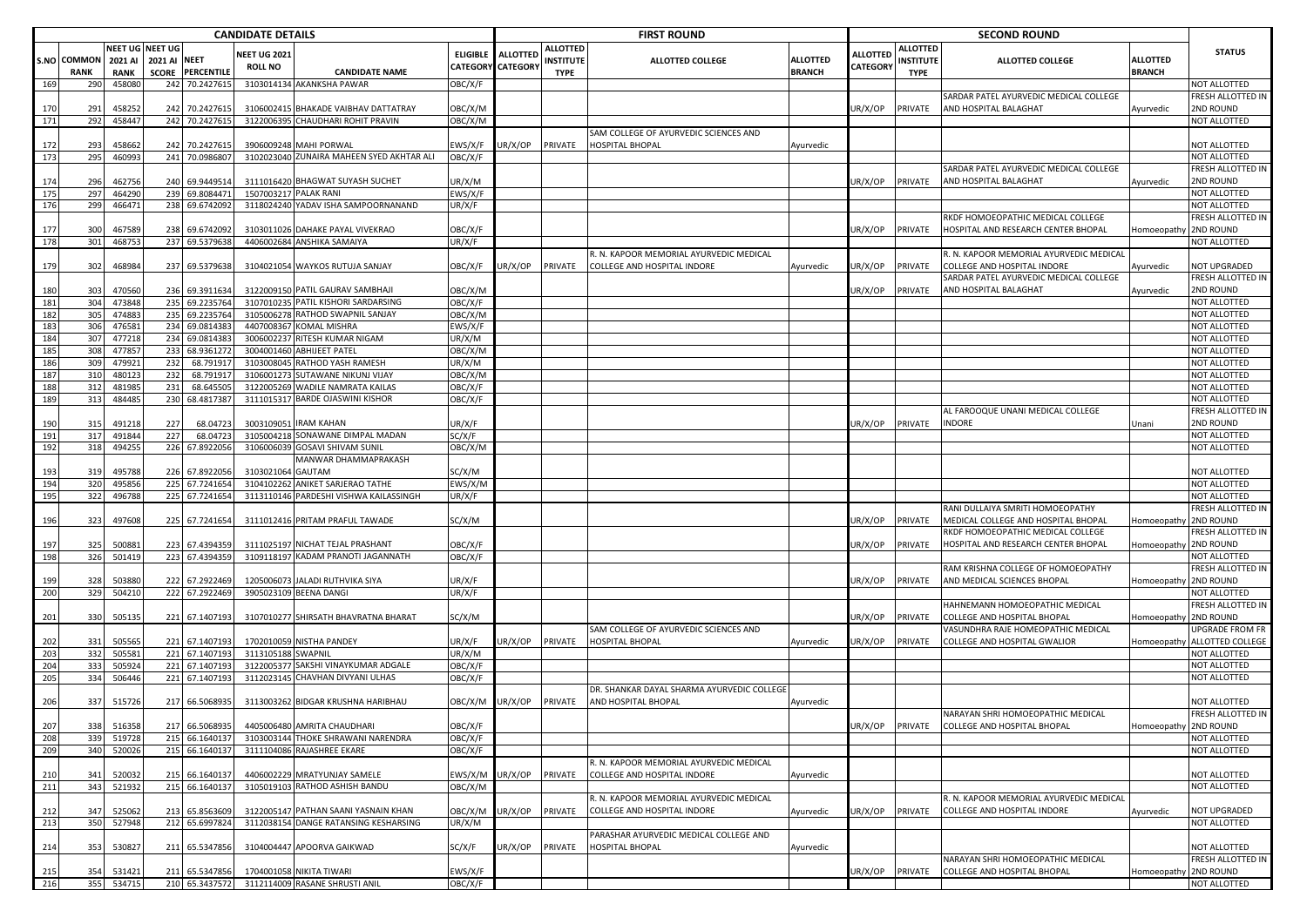| CANDIDATE DETAILS | | | | | | | | FIRST ROUND | | | | | SECOND ROUND | | | | | STATUS |
|---|---|---|---|---|---|---|---|---|---|---|---|---|---|---|---|---|---|---|
| S.NO | COMMON RANK | NEET UG 2021 AI RANK | NEET UG 2021 AI SCORE | NEET PERCENTILE | NEET UG 2021 ROLL NO | CANDIDATE NAME | ELIGIBLE CATEGORY | ALLOTTED CATEGORY | ALLOTTED INSTITUTE TYPE | ALLOTTED COLLEGE | ALLOTTED BRANCH | ALLOTTED CATEGORY | ALLOTTED INSTITUTE TYPE | ALLOTTED COLLEGE | ALLOTTED BRANCH | |
| 169 | 290 | 458080 | 242 | 70.2427615 | 3103014134 | AKANKSHA PAWAR | OBC/X/F | | | | | | | | | NOT ALLOTTED |
| 170 | 291 | 458252 | 242 | 70.2427615 | 3106002415 | BHAKADE VAIBHAV DATTATRAY | OBC/X/M | | | | | UR/X/OP | PRIVATE | SARDAR PATEL AYURVEDIC MEDICAL COLLEGE AND HOSPITAL BALAGHAT | Ayurvedic | FRESH ALLOTTED IN 2ND ROUND |
| 171 | 292 | 458447 | 242 | 70.2427615 | 3122006395 | CHAUDHARI ROHIT PRAVIN | OBC/X/M | | | | | | | | | NOT ALLOTTED |
| 172 | 293 | 458662 | 242 | 70.2427615 | 3906009248 | MAHI PORWAL | EWS/X/F | UR/X/OP | PRIVATE | SAM COLLEGE OF AYURVEDIC SCIENCES AND HOSPITAL BHOPAL | Ayurvedic | | | | | NOT ALLOTTED |
| 173 | 295 | 460993 | 241 | 70.0986807 | 3102023040 | ZUNAIRA MAHEEN SYED AKHTAR ALI | OBC/X/F | | | | | | | | | NOT ALLOTTED |
| 174 | 296 | 462756 | 240 | 69.9449514 | 3111016420 | BHAGWAT SUYASH SUCHET | UR/X/M | | | | | UR/X/OP | PRIVATE | SARDAR PATEL AYURVEDIC MEDICAL COLLEGE AND HOSPITAL BALAGHAT | Ayurvedic | FRESH ALLOTTED IN 2ND ROUND |
| 175 | 297 | 464290 | 239 | 69.8084471 | 1507003217 | PALAK RANI | EWS/X/F | | | | | | | | | NOT ALLOTTED |
| 176 | 299 | 466471 | 238 | 69.6742092 | 3118024240 | YADAV ISHA SAMPOORNANAND | UR/X/F | | | | | | | | | NOT ALLOTTED |
| 177 | 300 | 467589 | 238 | 69.6742092 | 3103011026 | DAHAKE PAYAL VIVEKRAO | OBC/X/F | | | | | UR/X/OP | PRIVATE | RKDF HOMOEOPATHIC MEDICAL COLLEGE HOSPITAL AND RESEARCH CENTER BHOPAL | Homoeopathy | FRESH ALLOTTED IN 2ND ROUND |
| 178 | 301 | 468753 | 237 | 69.5379638 | 4406002684 | ANSHIKA SAMAIYA | UR/X/F | | | | | | | | | NOT ALLOTTED |
| 179 | 302 | 468984 | 237 | 69.5379638 | 3104021054 | WAYKOS RUTUJA SANJAY | OBC/X/F | UR/X/OP | PRIVATE | R. N. KAPOOR MEMORIAL AYURVEDIC MEDICAL COLLEGE AND HOSPITAL INDORE | Ayurvedic | UR/X/OP | PRIVATE | R. N. KAPOOR MEMORIAL AYURVEDIC MEDICAL COLLEGE AND HOSPITAL INDORE | Ayurvedic | NOT UPGRADED |
| 180 | 303 | 470560 | 236 | 69.3911634 | 3122009150 | PATIL GAURAV SAMBHAJI | OBC/X/M | | | | | UR/X/OP | PRIVATE | SARDAR PATEL AYURVEDIC MEDICAL COLLEGE AND HOSPITAL BALAGHAT | Ayurvedic | FRESH ALLOTTED IN 2ND ROUND |
| 181 | 304 | 473848 | 235 | 69.2235764 | 3107010235 | PATIL KISHORI SARDARSING | OBC/X/F | | | | | | | | | NOT ALLOTTED |
| 182 | 305 | 474883 | 235 | 69.2235764 | 3105006278 | RATHOD SWAPNIL SANJAY | OBC/X/M | | | | | | | | | NOT ALLOTTED |
| 183 | 306 | 476581 | 234 | 69.0814383 | 4407008367 | KOMAL MISHRA | EWS/X/F | | | | | | | | | NOT ALLOTTED |
| 184 | 307 | 477218 | 234 | 69.0814383 | 3006002237 | RITESH KUMAR NIGAM | UR/X/M | | | | | | | | | NOT ALLOTTED |
| 185 | 308 | 477857 | 233 | 68.9361272 | 3004001460 | ABHIJEET PATEL | OBC/X/M | | | | | | | | | NOT ALLOTTED |
| 186 | 309 | 479921 | 232 | 68.791917 | 3103008045 | RATHOD YASH RAMESH | UR/X/M | | | | | | | | | NOT ALLOTTED |
| 187 | 310 | 480123 | 232 | 68.791917 | 3106001273 | SUTAWANE NIKUNJ VIJAY | OBC/X/M | | | | | | | | | NOT ALLOTTED |
| 188 | 312 | 481985 | 231 | 68.645505 | 3122005269 | WADILE NAMRATA KAILAS | OBC/X/F | | | | | | | | | NOT ALLOTTED |
| 189 | 313 | 484485 | 230 | 68.4817387 | 3111015317 | BARDE OJASWINI KISHOR | OBC/X/F | | | | | | | | | NOT ALLOTTED |
| 190 | 315 | 491218 | 227 | 68.04723 | 3003109051 | IRAM KAHAN | UR/X/F | | | | | UR/X/OP | PRIVATE | AL FAROOQUE UNANI MEDICAL COLLEGE INDORE | Unani | FRESH ALLOTTED IN 2ND ROUND |
| 191 | 317 | 491844 | 227 | 68.04723 | 3105004218 | SONAWANE DIMPAL MADAN | SC/X/F | | | | | | | | | NOT ALLOTTED |
| 192 | 318 | 494255 | 226 | 67.8922056 | 3106006039 | GOSAVI SHIVAM SUNIL | OBC/X/M | | | | | | | | | NOT ALLOTTED |
| 193 | 319 | 495788 | 226 | 67.8922056 | 3103021064 | MANWAR DHAMMAPRAKASH GAUTAM | SC/X/M | | | | | | | | | NOT ALLOTTED |
| 194 | 320 | 495856 | 225 | 67.7241654 | 3104102262 | ANIKET SARJERAO TATHE | EWS/X/M | | | | | | | | | NOT ALLOTTED |
| 195 | 322 | 496788 | 225 | 67.7241654 | 3113110146 | PARDESHI VISHWA KAILASSINGH | UR/X/F | | | | | | | | | NOT ALLOTTED |
| 196 | 323 | 497608 | 225 | 67.7241654 | 3111012416 | PRITAM PRAFUL TAWADE | SC/X/M | | | | | UR/X/OP | PRIVATE | RANI DULLAIYA SMRITI HOMOEOPATHY MEDICAL COLLEGE AND HOSPITAL BHOPAL | Homoeopathy | FRESH ALLOTTED IN 2ND ROUND |
| 197 | 325 | 500881 | 223 | 67.4394359 | 3111025197 | NICHAT TEJAL PRASHANT | OBC/X/F | | | | | UR/X/OP | PRIVATE | RKDF HOMOEOPATHIC MEDICAL COLLEGE HOSPITAL AND RESEARCH CENTER BHOPAL | Homoeopathy | FRESH ALLOTTED IN 2ND ROUND |
| 198 | 326 | 501419 | 223 | 67.4394359 | 3109118197 | KADAM PRANOTI JAGANNATH | OBC/X/F | | | | | | | | | NOT ALLOTTED |
| 199 | 328 | 503880 | 222 | 67.2922469 | 1205006073 | JALADI RUTHVIKA SIYA | UR/X/F | | | | | UR/X/OP | PRIVATE | RAM KRISHNA COLLEGE OF HOMOEOPATHY AND MEDICAL SCIENCES BHOPAL | Homoeopathy | FRESH ALLOTTED IN 2ND ROUND |
| 200 | 329 | 504210 | 222 | 67.2922469 | 3905023109 | BEENA DANGI | UR/X/F | | | | | | | | | NOT ALLOTTED |
| 201 | 330 | 505135 | 221 | 67.1407193 | 3107010277 | SHIRSATH BHAVRATNA BHARAT | SC/X/M | | | | | UR/X/OP | PRIVATE | HAHNEMANN HOMOEOPATHIC MEDICAL COLLEGE AND HOSPITAL BHOPAL | Homoeopathy | FRESH ALLOTTED IN 2ND ROUND |
| 202 | 331 | 505565 | 221 | 67.1407193 | 1702010059 | NISTHA PANDEY | UR/X/F | UR/X/OP | PRIVATE | SAM COLLEGE OF AYURVEDIC SCIENCES AND HOSPITAL BHOPAL | Ayurvedic | UR/X/OP | PRIVATE | VASUNDHRA RAJE HOMEOPATHIC MEDICAL COLLEGE AND HOSPITAL GWALIOR | Homoeopathy | UPGRADE FROM FR ALLOTTED COLLEGE |
| 203 | 332 | 505581 | 221 | 67.1407193 | 3113105188 | SWAPNIL | UR/X/M | | | | | | | | | NOT ALLOTTED |
| 204 | 333 | 505924 | 221 | 67.1407193 | 3122005377 | SAKSHI VINAYKUMAR ADGALE | OBC/X/F | | | | | | | | | NOT ALLOTTED |
| 205 | 334 | 506446 | 221 | 67.1407193 | 3112023145 | CHAVHAN DIVYANI ULHAS | OBC/X/F | | | | | | | | | NOT ALLOTTED |
| 206 | 337 | 515726 | 217 | 66.5068935 | 3113003262 | BIDGAR KRUSHNA HARIBHAU | OBC/X/M | UR/X/OP | PRIVATE | DR. SHANKAR DAYAL SHARMA AYURVEDIC COLLEGE AND HOSPITAL BHOPAL | Ayurvedic | | | | | NOT ALLOTTED |
| 207 | 338 | 516358 | 217 | 66.5068935 | 4405006480 | AMRITA CHAUDHARI | OBC/X/F | | | | | UR/X/OP | PRIVATE | NARAYAN SHRI HOMOEOPATHIC MEDICAL COLLEGE AND HOSPITAL BHOPAL | Homoeopathy | FRESH ALLOTTED IN 2ND ROUND |
| 208 | 339 | 519728 | 215 | 66.1640137 | 3103003144 | THOKE SHRAWANI NARENDRA | OBC/X/F | | | | | | | | | NOT ALLOTTED |
| 209 | 340 | 520026 | 215 | 66.1640137 | 3111104086 | RAJASHREE EKARE | OBC/X/F | | | | | | | | | NOT ALLOTTED |
| 210 | 341 | 520032 | 215 | 66.1640137 | 4406002229 | MRATYUNJAY SAMELE | EWS/X/M | UR/X/OP | PRIVATE | R. N. KAPOOR MEMORIAL AYURVEDIC MEDICAL COLLEGE AND HOSPITAL INDORE | Ayurvedic | | | | | NOT ALLOTTED |
| 211 | 343 | 521932 | 215 | 66.1640137 | 3105019103 | RATHOD ASHISH BANDU | OBC/X/M | | | | | | | | | NOT ALLOTTED |
| 212 | 347 | 525062 | 213 | 65.8563609 | 3122005147 | PATHAN SAANI YASNAIN KHAN | OBC/X/M | UR/X/OP | PRIVATE | R. N. KAPOOR MEMORIAL AYURVEDIC MEDICAL COLLEGE AND HOSPITAL INDORE | Ayurvedic | UR/X/OP | PRIVATE | R. N. KAPOOR MEMORIAL AYURVEDIC MEDICAL COLLEGE AND HOSPITAL INDORE | Ayurvedic | NOT UPGRADED |
| 213 | 350 | 527948 | 212 | 65.6997824 | 3112038154 | DANGE RATANSING KESHARSING | UR/X/M | | | | | | | | | NOT ALLOTTED |
| 214 | 353 | 530827 | 211 | 65.5347856 | 3104004447 | APOORVA GAIKWAD | SC/X/F | UR/X/OP | PRIVATE | PARASHAR AYURVEDIC MEDICAL COLLEGE AND HOSPITAL BHOPAL | Ayurvedic | | | | | NOT ALLOTTED |
| 215 | 354 | 531421 | 211 | 65.5347856 | 1704001058 | NIKITA TIWARI | EWS/X/F | | | | | UR/X/OP | PRIVATE | NARAYAN SHRI HOMOEOPATHIC MEDICAL COLLEGE AND HOSPITAL BHOPAL | Homoeopathy | FRESH ALLOTTED IN 2ND ROUND |
| 216 | 355 | 534715 | 210 | 65.3437572 | 3112114009 | RASANE SHRUSTI ANIL | OBC/X/F | | | | | | | | | NOT ALLOTTED |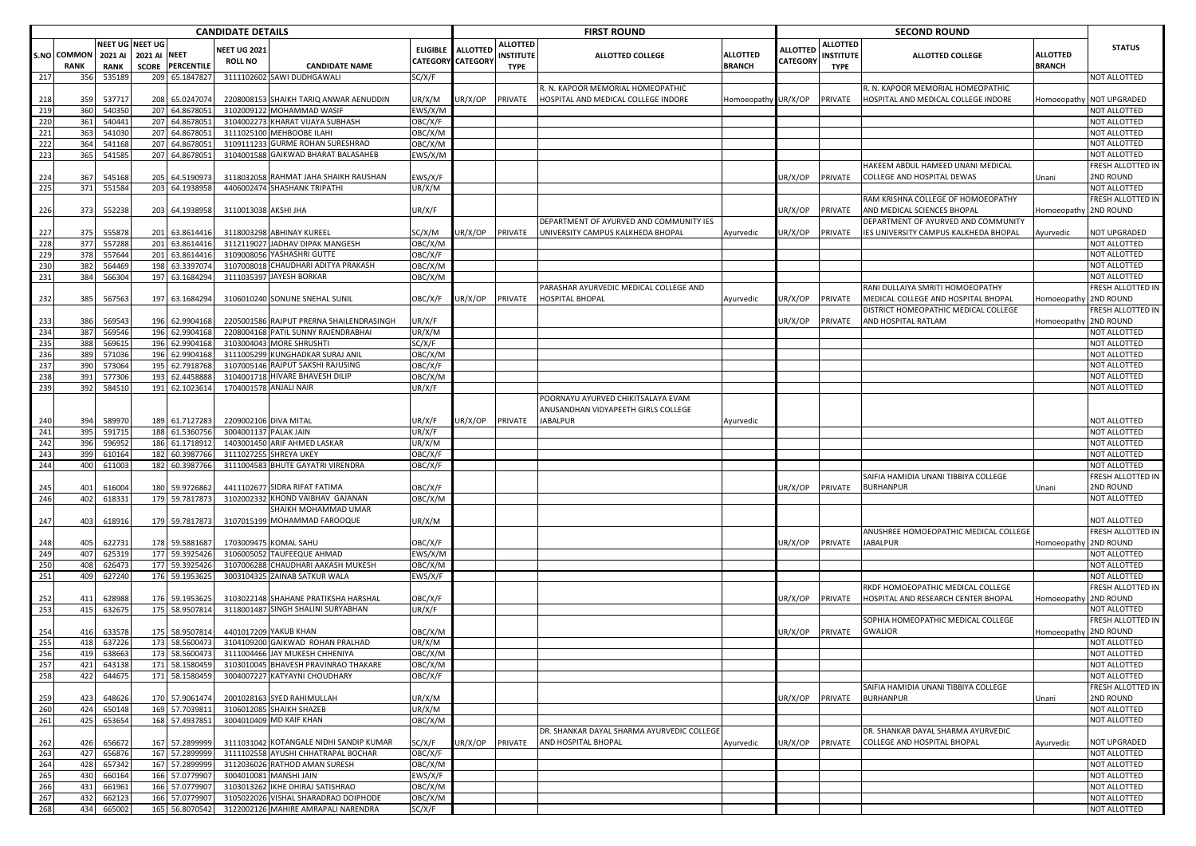| CANDIDATE DETAILS | | | | | | | | | FIRST ROUND | | | | | SECOND ROUND | | | | | |
|---|---|---|---|---|---|---|---|---|---|---|---|---|---|---|---|---|---|---|---|
| S.NO | COMMON RANK | NEET UG 2021 AI RANK | NEET UG 2021 AI SCORE | NEET PERCENTILE | NEET UG 2021 ROLL NO | CANDIDATE NAME | ELIGIBLE CATEGORY | ALLOTTED CATEGORY | ALLOTTED INSTITUTE TYPE | ALLOTTED COLLEGE | ALLOTTED BRANCH | ALLOTTED CATEGORY | ALLOTTED INSTITUTE TYPE | ALLOTTED COLLEGE | ALLOTTED BRANCH | STATUS |
| 217 | 356 | 535189 | 209 | 65.1847827 | 3111102602 | SAWI DUDHGAWALI | SC/X/F | | | | | | | | | NOT ALLOTTED |
| 218 | 359 | 537717 | 208 | 65.0247074 | 2208008153 | SHAIKH TARIQ ANWAR AENUDDIN | UR/X/M | UR/X/OP | PRIVATE | R. N. KAPOOR MEMORIAL HOMEOPATHIC HOSPITAL AND MEDICAL COLLEGE INDORE | Homoeopathy | UR/X/OP | PRIVATE | R. N. KAPOOR MEMORIAL HOMEOPATHIC HOSPITAL AND MEDICAL COLLEGE INDORE | Homoeopathy | NOT UPGRADED |
| 219 | 360 | 540350 | 207 | 64.8678051 | 3102009122 | MOHAMMAD WASIF | EWS/X/M | | | | | | | | | NOT ALLOTTED |
| 220 | 361 | 540441 | 207 | 64.8678051 | 3104002273 | KHARAT VIJAYA SUBHASH | OBC/X/F | | | | | | | | | NOT ALLOTTED |
| 221 | 363 | 541030 | 207 | 64.8678051 | 3111025100 | MEHBOOBE ILAHI | OBC/X/M | | | | | | | | | NOT ALLOTTED |
| 222 | 364 | 541168 | 207 | 64.8678051 | 3109111233 | GURME ROHAN SURESHRAO | OBC/X/M | | | | | | | | | NOT ALLOTTED |
| 223 | 365 | 541585 | 207 | 64.8678051 | 3104001588 | GAIKWAD BHARAT BALASAHEB | EWS/X/M | | | | | | | | | NOT ALLOTTED |
| 224 | 367 | 545168 | 205 | 64.5190973 | 3118032058 | RAHMAT JAHA SHAIKH RAUSHAN | EWS/X/F | | | | | UR/X/OP | PRIVATE | HAKEEM ABDUL HAMEED UNANI MEDICAL COLLEGE AND HOSPITAL DEWAS | Unani | FRESH ALLOTTED IN 2ND ROUND |
| 225 | 371 | 551584 | 203 | 64.1938958 | 4406002474 | SHASHANK TRIPATHI | UR/X/M | | | | | | | | | NOT ALLOTTED |
| 226 | 373 | 552238 | 203 | 64.1938958 | 3110013038 | AKSHI JHA | UR/X/F | | | | | UR/X/OP | PRIVATE | RAM KRISHNA COLLEGE OF HOMOEOPATHY AND MEDICAL SCIENCES BHOPAL | Homoeopathy | FRESH ALLOTTED IN 2ND ROUND |
| 227 | 375 | 555878 | 201 | 63.8614416 | 3118003298 | ABHINAY KUREEL | SC/X/M | UR/X/OP | PRIVATE | DEPARTMENT OF AYURVED AND COMMUNITY IES UNIVERSITY CAMPUS KALKHEDA BHOPAL | Ayurvedic | UR/X/OP | PRIVATE | DEPARTMENT OF AYURVED AND COMMUNITY IES UNIVERSITY CAMPUS KALKHEDA BHOPAL | Ayurvedic | NOT UPGRADED |
| 228 | 377 | 557288 | 201 | 63.8614416 | 3112119027 | JADHAV DIPAK MANGESH | OBC/X/M | | | | | | | | | NOT ALLOTTED |
| 229 | 378 | 557644 | 201 | 63.8614416 | 3109008056 | YASHASHRI GUTTE | OBC/X/F | | | | | | | | | NOT ALLOTTED |
| 230 | 382 | 564469 | 198 | 63.3397074 | 3107008018 | CHAUDHARI ADITYA PRAKASH | OBC/X/M | | | | | | | | | NOT ALLOTTED |
| 231 | 384 | 566304 | 197 | 63.1684294 | 3111035397 | JAYESH BORKAR | OBC/X/M | | | | | | | | | NOT ALLOTTED |
| 232 | 385 | 567563 | 197 | 63.1684294 | 3106010240 | SONUNE SNEHAL SUNIL | OBC/X/F | UR/X/OP | PRIVATE | PARASHAR AYURVEDIC MEDICAL COLLEGE AND HOSPITAL BHOPAL | Ayurvedic | UR/X/OP | PRIVATE | RANI DULLAIYA SMRITI HOMOEOPATHY MEDICAL COLLEGE AND HOSPITAL BHOPAL | Homoeopathy | FRESH ALLOTTED IN 2ND ROUND |
| 233 | 386 | 569543 | 196 | 62.9904168 | 2205001586 | RAJPUT PRERNA SHAILENDRASINGH | UR/X/F | | | | | UR/X/OP | PRIVATE | DISTRICT HOMEOPATHIC MEDICAL COLLEGE AND HOSPITAL RATLAM | Homoeopathy | FRESH ALLOTTED IN 2ND ROUND |
| 234 | 387 | 569546 | 196 | 62.9904168 | 2208004168 | PATIL SUNNY RAJENDRABHAI | UR/X/M | | | | | | | | | NOT ALLOTTED |
| 235 | 388 | 569615 | 196 | 62.9904168 | 3103004043 | MORE SHRUSHTI | SC/X/F | | | | | | | | | NOT ALLOTTED |
| 236 | 389 | 571036 | 196 | 62.9904168 | 3111005299 | KUNGHADKAR SURAJ ANIL | OBC/X/M | | | | | | | | | NOT ALLOTTED |
| 237 | 390 | 573064 | 195 | 62.7918768 | 3107005146 | RAJPUT SAKSHI RAJUSING | OBC/X/F | | | | | | | | | NOT ALLOTTED |
| 238 | 391 | 577306 | 193 | 62.4458888 | 3104001718 | HIVARE BHAVESH DILIP | OBC/X/M | | | | | | | | | NOT ALLOTTED |
| 239 | 392 | 584510 | 191 | 62.1023614 | 1704001578 | ANJALI NAIR | UR/X/F | | | | | | | | | NOT ALLOTTED |
| 240 | 394 | 589970 | 189 | 61.7127283 | 2209002106 | DIVA MITAL | UR/X/F | UR/X/OP | PRIVATE | POORNAYU AYURVED CHIKITSALAYA EVAM ANUSANDHAN VIDYAPEETH GIRLS COLLEGE JABALPUR | Ayurvedic | | | | | NOT ALLOTTED |
| 241 | 395 | 591715 | 188 | 61.5360756 | 3004001137 | PALAK JAIN | UR/X/F | | | | | | | | | NOT ALLOTTED |
| 242 | 396 | 596952 | 186 | 61.1718912 | 1403001450 | ARIF AHMED LASKAR | UR/X/M | | | | | | | | | NOT ALLOTTED |
| 243 | 399 | 610164 | 182 | 60.3987766 | 3111027255 | SHREYA UKEY | OBC/X/F | | | | | | | | | NOT ALLOTTED |
| 244 | 400 | 611003 | 182 | 60.3987766 | 3111004583 | BHUTE GAYATRI VIRENDRA | OBC/X/F | | | | | | | | | NOT ALLOTTED |
| 245 | 401 | 616004 | 180 | 59.9726862 | 4411102677 | SIDRA RIFAT FATIMA | OBC/X/F | | | | | UR/X/OP | PRIVATE | SAIFIA HAMIDIA UNANI TIBBIYA COLLEGE BURHANPUR | Unani | FRESH ALLOTTED IN 2ND ROUND |
| 246 | 402 | 618331 | 179 | 59.7817873 | 3102002332 | KHOND VAIBHAV GAJANAN | OBC/X/M | | | | | | | | | NOT ALLOTTED |
| 247 | 403 | 618916 | 179 | 59.7817873 | 3107015199 | SHAIKH MOHAMMAD UMAR MOHAMMAD FAROOQUE | UR/X/M | | | | | | | | | NOT ALLOTTED |
| 248 | 405 | 622731 | 178 | 59.5881687 | 1703009475 | KOMAL SAHU | OBC/X/F | | | | | UR/X/OP | PRIVATE | ANUSHREE HOMOEOPATHIC MEDICAL COLLEGE JABALPUR | Homoeopathy | FRESH ALLOTTED IN 2ND ROUND |
| 249 | 407 | 625319 | 177 | 59.3925426 | 3106005052 | TAUFEEQUE AHMAD | EWS/X/M | | | | | | | | | NOT ALLOTTED |
| 250 | 408 | 626473 | 177 | 59.3925426 | 3107006288 | CHAUDHARI AAKASH MUKESH | OBC/X/M | | | | | | | | | NOT ALLOTTED |
| 251 | 409 | 627240 | 176 | 59.1953625 | 3003104325 | ZAINAB SATKUR WALA | EWS/X/F | | | | | | | | | NOT ALLOTTED |
| 252 | 411 | 628988 | 176 | 59.1953625 | 3103022148 | SHAHANE PRATIKSHA HARSHAL | OBC/X/F | | | | | UR/X/OP | PRIVATE | RKDF HOMOEOPATHIC MEDICAL COLLEGE HOSPITAL AND RESEARCH CENTER BHOPAL | Homoeopathy | FRESH ALLOTTED IN 2ND ROUND |
| 253 | 415 | 632675 | 175 | 58.9507814 | 3118001487 | SINGH SHALINI SURYABHAN | UR/X/F | | | | | | | | | NOT ALLOTTED |
| 254 | 416 | 633578 | 175 | 58.9507814 | 4401017209 | YAKUB KHAN | OBC/X/M | | | | | UR/X/OP | PRIVATE | SOPHIA HOMOEOPATHIC MEDICAL COLLEGE GWALIOR | Homoeopathy | FRESH ALLOTTED IN 2ND ROUND |
| 255 | 418 | 637226 | 173 | 58.5600473 | 3104109200 | GAIKWAD ROHAN PRALHAD | UR/X/M | | | | | | | | | NOT ALLOTTED |
| 256 | 419 | 638663 | 173 | 58.5600473 | 3111004466 | JAY MUKESH CHHENIYA | OBC/X/M | | | | | | | | | NOT ALLOTTED |
| 257 | 421 | 643138 | 171 | 58.1580459 | 3103010045 | BHAVESH PRAVINRAO THAKARE | OBC/X/M | | | | | | | | | NOT ALLOTTED |
| 258 | 422 | 644675 | 171 | 58.1580459 | 3004007227 | KATYAYNI CHOUDHARY | OBC/X/F | | | | | | | | | NOT ALLOTTED |
| 259 | 423 | 648626 | 170 | 57.9061474 | 2001028163 | SYED RAHIMULLAH | UR/X/M | | | | | UR/X/OP | PRIVATE | SAIFIA HAMIDIA UNANI TIBBIYA COLLEGE BURHANPUR | Unani | FRESH ALLOTTED IN 2ND ROUND |
| 260 | 424 | 650148 | 169 | 57.7039811 | 3106012085 | SHAIKH SHAZEB | UR/X/M | | | | | | | | | NOT ALLOTTED |
| 261 | 425 | 653654 | 168 | 57.4937851 | 3004010409 | MD KAIF KHAN | OBC/X/M | | | | | | | | | NOT ALLOTTED |
| 262 | 426 | 656672 | 167 | 57.2899999 | 3111031042 | KOTANGALE NIDHI SANDIP KUMAR | SC/X/F | UR/X/OP | PRIVATE | DR. SHANKAR DAYAL SHARMA AYURVEDIC COLLEGE AND HOSPITAL BHOPAL | Ayurvedic | UR/X/OP | PRIVATE | DR. SHANKAR DAYAL SHARMA AYURVEDIC COLLEGE AND HOSPITAL BHOPAL | Ayurvedic | NOT UPGRADED |
| 263 | 427 | 656876 | 167 | 57.2899999 | 3111102558 | AYUSHI CHHATRAPAL BOCHAR | OBC/X/F | | | | | | | | | NOT ALLOTTED |
| 264 | 428 | 657342 | 167 | 57.2899999 | 3112036026 | RATHOD AMAN SURESH | OBC/X/M | | | | | | | | | NOT ALLOTTED |
| 265 | 430 | 660164 | 166 | 57.0779907 | 3004010081 | MANSHI JAIN | EWS/X/F | | | | | | | | | NOT ALLOTTED |
| 266 | 431 | 661961 | 166 | 57.0779907 | 3103013262 | IKHE DHIRAJ SATISHRAO | OBC/X/M | | | | | | | | | NOT ALLOTTED |
| 267 | 432 | 662123 | 166 | 57.0779907 | 3105022026 | VISHAL SHARADRAO DOIPHODE | OBC/X/M | | | | | | | | | NOT ALLOTTED |
| 268 | 434 | 665002 | 165 | 56.8070542 | 3122002126 | MAHIRE AMRAPALI NARENDRA | SC/X/F | | | | | | | | | NOT ALLOTTED |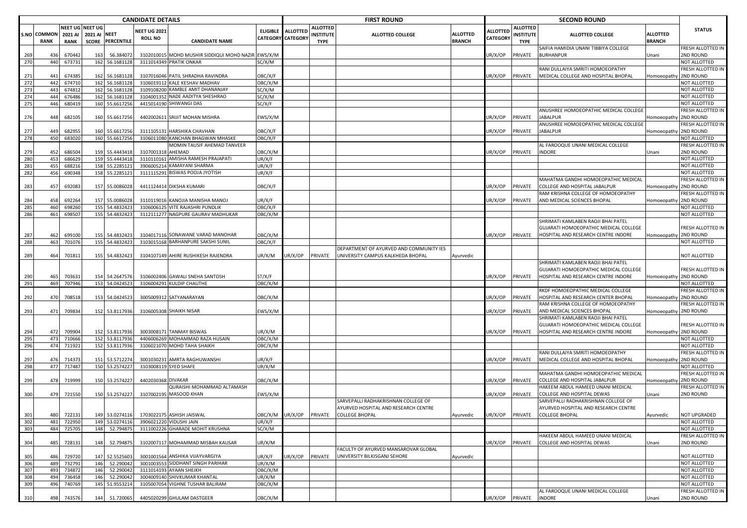| CANDIDATE DETAILS | | | | | | | | FIRST ROUND | | | | | SECOND ROUND | | | | | |
|---|---|---|---|---|---|---|---|---|---|---|---|---|---|---|---|---|---|---|
| S.NO | COMMON RANK | NEET UG 2021 AI RANK | NEET UG 2021 AI SCORE | NEET PERCENTILE | NEET UG 2021 ROLL NO | CANDIDATE NAME | ELIGIBLE CATEGORY | ALLOTTED CATEGORY | ALLOTTED INSTITUTE TYPE | ALLOTTED COLLEGE | ALLOTTED BRANCH | ALLOTTED CATEGORY | ALLOTTED INSTITUTE TYPE | ALLOTTED COLLEGE | ALLOTTED BRANCH | STATUS |
| 269 | 436 | 670442 | 163 | 56.384072 | 3102010015 | MOHD MUSHIR SIDDIQUI MOHD NAZIR | EWS/X/M | | | | | UR/X/OP | PRIVATE | SAIFIA HAMIDIA UNANI TIBBIYA COLLEGE BURHANPUR | Unani | FRESH ALLOTTED IN 2ND ROUND |
| 270 | 440 | 673731 | 162 | 56.1681128 | 3111014349 | PRATIK ONKAR | SC/X/M | | | | | | | | | NOT ALLOTTED |
| 271 | 441 | 674385 | 162 | 56.1681128 | 3107016046 | PATIL SHRADHA RAVINDRA | OBC/X/F | | | | | UR/X/OP | PRIVATE | RANI DULLAIYA SMRITI HOMOEOPATHY MEDICAL COLLEGE AND HOSPITAL BHOPAL | Homoeopathy | FRESH ALLOTTED IN 2ND ROUND |
| 272 | 442 | 674710 | 162 | 56.1681128 | 3106019112 | KALE KESHAV MADHAV | OBC/X/M | | | | | | | | | NOT ALLOTTED |
| 273 | 443 | 674812 | 162 | 56.1681128 | 3109108200 | KAMBLE AMIT DHANANJAY | SC/X/M | | | | | | | | | NOT ALLOTTED |
| 274 | 444 | 676486 | 162 | 56.1681128 | 3104001352 | NADE AADITYA SHESHRAO | SC/X/M | | | | | | | | | NOT ALLOTTED |
| 275 | 446 | 680419 | 160 | 55.6617256 | 4415014190 | SHIWANGI DAS | SC/X/F | | | | | | | | | NOT ALLOTTED |
| 276 | 448 | 682105 | 160 | 55.6617256 | 4402002611 | SRIJIT MOHAN MISHRA | EWS/X/M | | | | | UR/X/OP | PRIVATE | ANUSHREE HOMOEOPATHIC MEDICAL COLLEGE JABALPUR | Homoeopathy | FRESH ALLOTTED IN 2ND ROUND |
| 277 | 449 | 682955 | 160 | 55.6617256 | 3111105131 | HARSHIKA CHAVHAN | OBC/X/F | | | | | UR/X/OP | PRIVATE | ANUSHREE HOMOEOPATHIC MEDICAL COLLEGE JABALPUR | Homoeopathy | FRESH ALLOTTED IN 2ND ROUND |
| 278 | 450 | 683020 | 160 | 55.6617256 | 3106011080 | KANCHAN BHAGWAN MHASKE | OBC/X/F | | | | | | | | | NOT ALLOTTED |
| 279 | 452 | 686504 | 159 | 55.4443418 | 3107001318 | MOMIN TAUSIF AHEMAD TANVEER AHEMAD | OBC/X/M | | | | | UR/X/OP | PRIVATE | AL FAROOQUE UNANI MEDICAL COLLEGE INDORE | Unani | FRESH ALLOTTED IN 2ND ROUND |
| 280 | 453 | 686629 | 159 | 55.4443418 | 3110110161 | AMISHA RAMESH PRAJAPATI | UR/X/F | | | | | | | | | NOT ALLOTTED |
| 281 | 455 | 688216 | 158 | 55.2285121 | 3906005214 | KAMAYANI SHARMA | UR/X/F | | | | | | | | | NOT ALLOTTED |
| 282 | 456 | 690348 | 158 | 55.2285121 | 3111115291 | BISWAS POOJA JYOTISH | UR/X/F | | | | | | | | | NOT ALLOTTED |
| 283 | 457 | 692083 | 157 | 55.0086028 | 4411124414 | DIKSHA KUMARI | OBC/X/F | | | | | UR/X/OP | PRIVATE | MAHATMA GANDHI HOMOEOPATHIC MEDICAL COLLEGE AND HOSPITAL JABALPUR | Homoeopathy | FRESH ALLOTTED IN 2ND ROUND |
| 284 | 458 | 692264 | 157 | 55.0086028 | 3110119016 | KANOJIA MANISHA MANOJ | UR/X/F | | | | | UR/X/OP | PRIVATE | RAM KRISHNA COLLEGE OF HOMOEOPATHY AND MEDICAL SCIENCES BHOPAL | Homoeopathy | FRESH ALLOTTED IN 2ND ROUND |
| 285 | 460 | 698260 | 155 | 54.4832423 | 3106006125 | VITE RAJASHRI PUNDLIK | OBC/X/F | | | | | | | | | NOT ALLOTTED |
| 286 | 461 | 698507 | 155 | 54.4832423 | 3112111277 | NAGPURE GAURAV MADHUKAR | OBC/X/M | | | | | | | | | NOT ALLOTTED |
| 287 | 462 | 699100 | 155 | 54.4832423 | 3104017116 | SONAWANE VARAD MANOHAR | OBC/X/M | | | | | UR/X/OP | PRIVATE | SHRIMATI KAMLABEN RAOJI BHAI PATEL GUJARATI HOMOEOPATHIC MEDICAL COLLEGE HOSPITAL AND RESEARCH CENTRE INDORE | Homoeopathy | FRESH ALLOTTED IN 2ND ROUND |
| 288 | 463 | 701076 | 155 | 54.4832423 | 3103015168 | BARHANPURE SAKSHI SUNIL | OBC/X/F | | | | | | | | | NOT ALLOTTED |
| 289 | 464 | 701811 | 155 | 54.4832423 | 3104107149 | AHIRE RUSHIKESH RAJENDRA | UR/X/M | UR/X/OP | PRIVATE | DEPARTMENT OF AYURVED AND COMMUNITY IES UNIVERSITY CAMPUS KALKHEDA BHOPAL | Ayurvedic | | | | | NOT ALLOTTED |
| 290 | 465 | 703631 | 154 | 54.2647576 | 3106002406 | GAWALI SNEHA SANTOSH | ST/X/F | | | | | UR/X/OP | PRIVATE | SHRIMATI KAMLABEN RAOJI BHAI PATEL GUJARATI HOMOEOPATHIC MEDICAL COLLEGE HOSPITAL AND RESEARCH CENTRE INDORE | Homoeopathy | FRESH ALLOTTED IN 2ND ROUND |
| 291 | 469 | 707946 | 153 | 54.0424523 | 3106004291 | KULDIP CHAUTHE | OBC/X/M | | | | | | | | | NOT ALLOTTED |
| 292 | 470 | 708518 | 153 | 54.0424523 | 3005009312 | SATYANARAYAN | OBC/X/M | | | | | UR/X/OP | PRIVATE | RKDF HOMOEOPATHIC MEDICAL COLLEGE HOSPITAL AND RESEARCH CENTER BHOPAL | Homoeopathy | FRESH ALLOTTED IN 2ND ROUND |
| 293 | 471 | 709834 | 152 | 53.8117936 | 3106005308 | SHAIKH NISAR | EWS/X/M | | | | | UR/X/OP | PRIVATE | RAM KRISHNA COLLEGE OF HOMOEOPATHY AND MEDICAL SCIENCES BHOPAL | Homoeopathy | FRESH ALLOTTED IN 2ND ROUND |
| 294 | 472 | 709904 | 152 | 53.8117936 | 3003008171 | TANMAY BISWAS | UR/X/M | | | | | UR/X/OP | PRIVATE | SHRIMATI KAMLABEN RAOJI BHAI PATEL GUJARATI HOMOEOPATHIC MEDICAL COLLEGE HOSPITAL AND RESEARCH CENTRE INDORE | Homoeopathy | FRESH ALLOTTED IN 2ND ROUND |
| 295 | 473 | 710666 | 152 | 53.8117936 | 4406006269 | MOHAMMAD RAZA HUSAIN | OBC/X/M | | | | | | | | | NOT ALLOTTED |
| 296 | 474 | 711921 | 152 | 53.8117936 | 3106021070 | MOHD TAHA SHAIKH | OBC/X/M | | | | | | | | | NOT ALLOTTED |
| 297 | 476 | 714373 | 151 | 53.5712274 | 3001030231 | AMRTA RAGHUWANSHI | UR/X/F | | | | | UR/X/OP | PRIVATE | RANI DULLAIYA SMRITI HOMOEOPATHY MEDICAL COLLEGE AND HOSPITAL BHOPAL | Homoeopathy | FRESH ALLOTTED IN 2ND ROUND |
| 298 | 477 | 717487 | 150 | 53.2574227 | 3103008119 | SYED SHAFE | UR/X/M | | | | | | | | | NOT ALLOTTED |
| 299 | 478 | 719999 | 150 | 53.2574227 | 4402030368 | DIVAKAR | OBC/X/M | | | | | UR/X/OP | PRIVATE | MAHATMA GANDHI HOMOEOPATHIC MEDICAL COLLEGE AND HOSPITAL JABALPUR | Homoeopathy | FRESH ALLOTTED IN 2ND ROUND |
| 300 | 479 | 721550 | 150 | 53.2574227 | 3107002195 | QURAISHI MOHAMMAD ALTAMASH MASOOD KHAN | EWS/X/M | | | | | UR/X/OP | PRIVATE | HAKEEM ABDUL HAMEED UNANI MEDICAL COLLEGE AND HOSPITAL DEWAS | Unani | FRESH ALLOTTED IN 2ND ROUND |
| 301 | 480 | 722131 | 149 | 53.0274116 | 1703022175 | ASHISH JAISWAL | OBC/X/M | UR/X/OP | PRIVATE | SARVEPALLI RADHAKRISHNAN COLLEGE OF AYURVED HOSPITAL AND RESEARCH CENTRE COLLEGE BHOPAL | Ayurvedic | UR/X/OP | PRIVATE | SARVEPALLI RADHAKRISHNAN COLLEGE OF AYURVED HOSPITAL AND RESEARCH CENTRE COLLEGE BHOPAL | Ayurvedic | NOT UPGRADED |
| 302 | 481 | 722950 | 149 | 53.0274116 | 3906021220 | VIDUSHI JAIN | UR/X/F | | | | | | | | | NOT ALLOTTED |
| 303 | 484 | 725705 | 148 | 52.794875 | 3111002226 | GHARADE MOHIT KRUSHNA | SC/X/M | | | | | | | | | NOT ALLOTTED |
| 304 | 485 | 728131 | 148 | 52.794875 | 3102007117 | MOHAMMAD MISBAH KAUSAR | UR/X/M | | | | | UR/X/OP | PRIVATE | HAKEEM ABDUL HAMEED UNANI MEDICAL COLLEGE AND HOSPITAL DEWAS | Unani | FRESH ALLOTTED IN 2ND ROUND |
| 305 | 486 | 729720 | 147 | 52.5525603 | 3001001564 | ANSHIKA VIJAYVARGIYA | UR/X/F | UR/X/OP | PRIVATE | FACULTY OF AYURVED MANSAROVAR GLOBAL UNIVERSITY BILKISGANJ SEHORE | Ayurvedic | | | | | NOT ALLOTTED |
| 306 | 489 | 732791 | 146 | 52.290042 | 3001003553 | SIDDHANT SINGH PARIHAR | UR/X/M | | | | | | | | | NOT ALLOTTED |
| 307 | 493 | 734872 | 146 | 52.290042 | 3111014193 | AYAAN SHEIKH | OBC/X/M | | | | | | | | | NOT ALLOTTED |
| 308 | 494 | 736458 | 146 | 52.290042 | 3004009140 | SHIVKUMAR KHANTAL | UR/X/M | | | | | | | | | NOT ALLOTTED |
| 309 | 496 | 740769 | 145 | 51.9553214 | 3105007054 | VIGHNE TUSHAR BALIRAM | OBC/X/M | | | | | | | | | NOT ALLOTTED |
| 310 | 498 | 743576 | 144 | 51.720065 | 4405020299 | GHULAM DASTGEER | OBC/X/M | | | | | UR/X/OP | PRIVATE | AL FAROOQUE UNANI MEDICAL COLLEGE INDORE | Unani | FRESH ALLOTTED IN 2ND ROUND |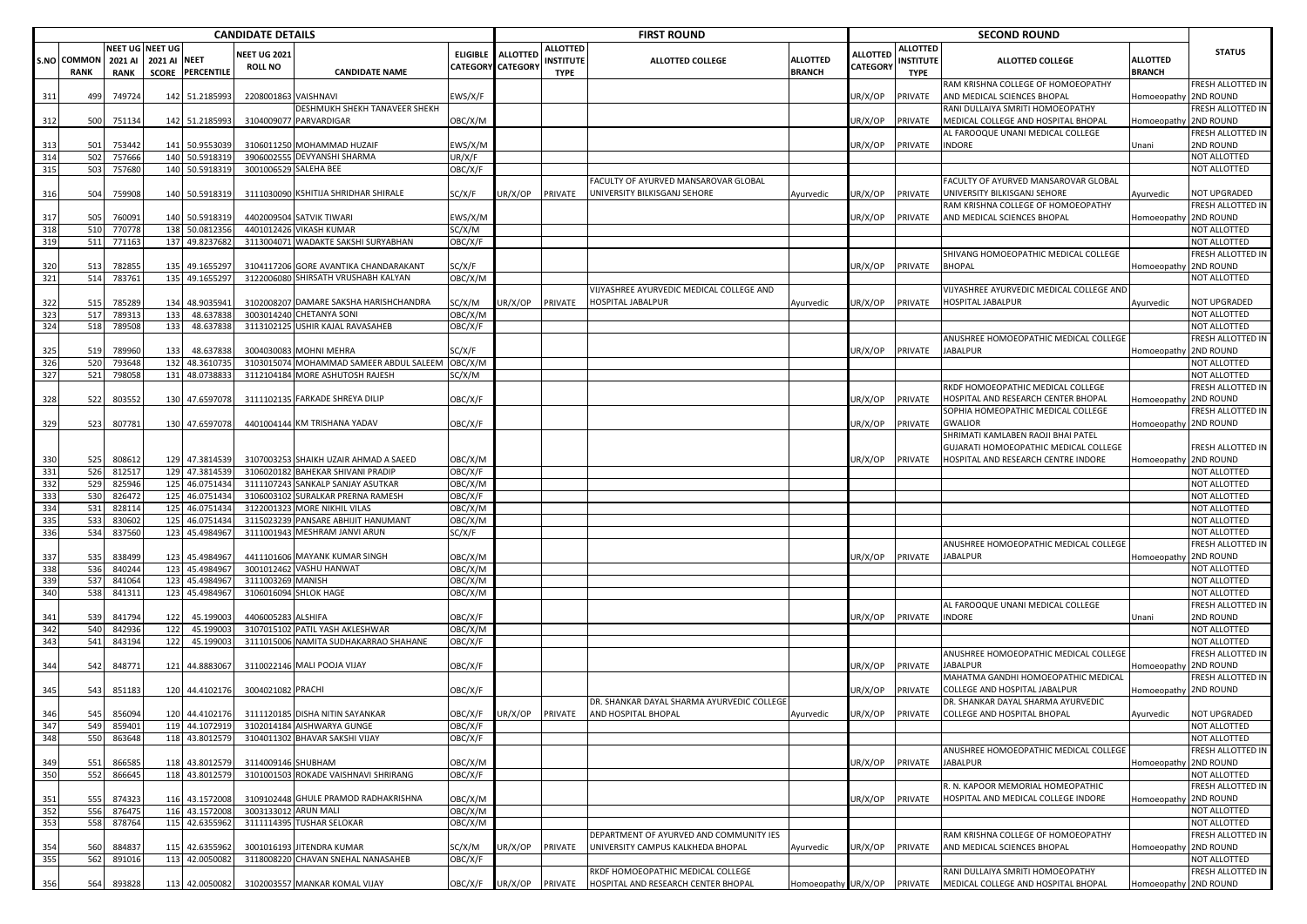| | CANDIDATE DETAILS | | | | | | | | FIRST ROUND | | | | | SECOND ROUND | | | | | |
|---|---|---|---|---|---|---|---|---|---|---|---|---|---|---|---|---|---|---|---|
| S.NO | COMMON RANK | NEET UG 2021 AI RANK | NEET UG 2021 AI SCORE | NEET PERCENTILE | NEET UG 2021 ROLL NO | CANDIDATE NAME | ELIGIBLE CATEGORY | ALLOTTED CATEGORY | ALLOTTED INSTITUTE TYPE | ALLOTTED COLLEGE | ALLOTTED BRANCH | ALLOTTED CATEGORY | ALLOTTED INSTITUTE TYPE | ALLOTTED COLLEGE | ALLOTTED BRANCH | STATUS |
| 311 | 499 | 749724 | 142 | 51.2185993 | 2208001863 | VAISHNAVI | EWS/X/F | | | | | UR/X/OP | PRIVATE | RAM KRISHNA COLLEGE OF HOMOEOPATHY AND MEDICAL SCIENCES BHOPAL | Homoeopathy | FRESH ALLOTTED IN 2ND ROUND |
| 312 | 500 | 751134 | 142 | 51.2185993 | 3104009077 | DESHMUKH SHEKH TANAVEER SHEKH PARVARDIGAR | OBC/X/M | | | | | UR/X/OP | PRIVATE | RANI DULLAIYA SMRITI HOMOEOPATHY MEDICAL COLLEGE AND HOSPITAL BHOPAL | Homoeopathy | FRESH ALLOTTED IN 2ND ROUND |
| 313 | 501 | 753442 | 141 | 50.9553039 | 3106011250 | MOHAMMAD HUZAIF | EWS/X/M | | | | | UR/X/OP | PRIVATE | AL FAROOQUE UNANI MEDICAL COLLEGE INDORE | Unani | FRESH ALLOTTED IN 2ND ROUND |
| 314 | 502 | 757666 | 140 | 50.5918319 | 3906002555 | DEVYANSHI SHARMA | UR/X/F | | | | | | | | | NOT ALLOTTED |
| 315 | 503 | 757680 | 140 | 50.5918319 | 3001006529 | SALEHA BEE | OBC/X/F | | | | | | | | | NOT ALLOTTED |
| 316 | 504 | 759908 | 140 | 50.5918319 | 3111030090 | KSHITIJA SHRIDHAR SHIRALE | SC/X/F | UR/X/OP | PRIVATE | FACULTY OF AYURVED MANSAROVAR GLOBAL UNIVERSITY BILKISGANJ SEHORE | Ayurvedic | UR/X/OP | PRIVATE | FACULTY OF AYURVED MANSAROVAR GLOBAL UNIVERSITY BILKISGANJ SEHORE | Ayurvedic | NOT UPGRADED |
| 317 | 505 | 760091 | 140 | 50.5918319 | 4402009504 | SATVIK TIWARI | EWS/X/M | | | | | UR/X/OP | PRIVATE | RAM KRISHNA COLLEGE OF HOMOEOPATHY AND MEDICAL SCIENCES BHOPAL | Homoeopathy | FRESH ALLOTTED IN 2ND ROUND |
| 318 | 510 | 770778 | 138 | 50.0812356 | 4401012426 | VIKASH KUMAR | SC/X/M | | | | | | | | | NOT ALLOTTED |
| 319 | 511 | 771163 | 137 | 49.8237682 | 3113004071 | WADAKTE SAKSHI SURYABHAN | OBC/X/F | | | | | | | | | NOT ALLOTTED |
| 320 | 513 | 782855 | 135 | 49.1655297 | 3104117206 | GORE AVANTIKA CHANDARAKANT | SC/X/F | | | | | UR/X/OP | PRIVATE | SHIVANG HOMOEOPATHIC MEDICAL COLLEGE BHOPAL | Homoeopathy | FRESH ALLOTTED IN 2ND ROUND |
| 321 | 514 | 783761 | 135 | 49.1655297 | 3122006080 | SHIRSATH VRUSHABH KALYAN | OBC/X/M | | | | | | | | | NOT ALLOTTED |
| 322 | 515 | 785289 | 134 | 48.9035941 | 3102008207 | DAMARE SAKSHA HARISHCHANDRA | SC/X/M | UR/X/OP | PRIVATE | VIJYASHREE AYURVEDIC MEDICAL COLLEGE AND HOSPITAL JABALPUR | Ayurvedic | UR/X/OP | PRIVATE | VIJYASHREE AYURVEDIC MEDICAL COLLEGE AND HOSPITAL JABALPUR | Ayurvedic | NOT UPGRADED |
| 323 | 517 | 789313 | 133 | 48.637838 | 3003014240 | CHETANYA SONI | OBC/X/M | | | | | | | | | NOT ALLOTTED |
| 324 | 518 | 789508 | 133 | 48.637838 | 3113102125 | USHIR KAJAL RAVASAHEB | OBC/X/F | | | | | | | | | NOT ALLOTTED |
| 325 | 519 | 789960 | 133 | 48.637838 | 3004030083 | MOHNI MEHRA | SC/X/F | | | | | UR/X/OP | PRIVATE | ANUSHREE HOMOEOPATHIC MEDICAL COLLEGE JABALPUR | Homoeopathy | FRESH ALLOTTED IN 2ND ROUND |
| 326 | 520 | 793648 | 132 | 48.3610735 | 3103015074 | MOHAMMAD SAMEER ABDUL SALEEM | OBC/X/M | | | | | | | | | NOT ALLOTTED |
| 327 | 521 | 798058 | 131 | 48.0738833 | 3112104184 | MORE ASHUTOSH RAJESH | SC/X/M | | | | | | | | | NOT ALLOTTED |
| 328 | 522 | 803552 | 130 | 47.6597078 | 3111102135 | FARKADE SHREYA DILIP | OBC/X/F | | | | | UR/X/OP | PRIVATE | RKDF HOMOEOPATHIC MEDICAL COLLEGE HOSPITAL AND RESEARCH CENTER BHOPAL | Homoeopathy | FRESH ALLOTTED IN 2ND ROUND |
| 329 | 523 | 807781 | 130 | 47.6597078 | 4401004144 | KM TRISHANA YADAV | OBC/X/F | | | | | UR/X/OP | PRIVATE | SOPHIA HOMEOPATHIC MEDICAL COLLEGE GWALIOR | Homoeopathy | FRESH ALLOTTED IN 2ND ROUND |
| 330 | 525 | 808612 | 129 | 47.3814539 | 3107003253 | SHAIKH UZAIR AHMAD A SAEED | OBC/X/M | | | | | UR/X/OP | PRIVATE | SHRIMATI KAMLABEN RAOJI BHAI PATEL GUJARATI HOMOEOPATHIC MEDICAL COLLEGE HOSPITAL AND RESEARCH CENTRE INDORE | Homoeopathy | FRESH ALLOTTED IN 2ND ROUND |
| 331 | 526 | 812517 | 129 | 47.3814539 | 3106020182 | BAHEKAR SHIVANI PRADIP | OBC/X/F | | | | | | | | | NOT ALLOTTED |
| 332 | 529 | 825946 | 125 | 46.0751434 | 3111107243 | SANKALP SANJAY ASUTKAR | OBC/X/M | | | | | | | | | NOT ALLOTTED |
| 333 | 530 | 826472 | 125 | 46.0751434 | 3106003102 | SURALKAR PRERNA RAMESH | OBC/X/F | | | | | | | | | NOT ALLOTTED |
| 334 | 531 | 828114 | 125 | 46.0751434 | 3122001323 | MORE NIKHIL VILAS | OBC/X/M | | | | | | | | | NOT ALLOTTED |
| 335 | 533 | 830602 | 125 | 46.0751434 | 3115023239 | PANSARE ABHIJIT HANUMANT | OBC/X/M | | | | | | | | | NOT ALLOTTED |
| 336 | 534 | 837560 | 123 | 45.4984967 | 3111001943 | MESHRAM JANVI ARUN | SC/X/F | | | | | | | | | NOT ALLOTTED |
| 337 | 535 | 838499 | 123 | 45.4984967 | 4411101606 | MAYANK KUMAR SINGH | OBC/X/M | | | | | UR/X/OP | PRIVATE | ANUSHREE HOMOEOPATHIC MEDICAL COLLEGE JABALPUR | Homoeopathy | FRESH ALLOTTED IN 2ND ROUND |
| 338 | 536 | 840244 | 123 | 45.4984967 | 3001012462 | VASHU HANWAT | OBC/X/M | | | | | | | | | NOT ALLOTTED |
| 339 | 537 | 841064 | 123 | 45.4984967 | 3111003269 | MANISH | OBC/X/M | | | | | | | | | NOT ALLOTTED |
| 340 | 538 | 841311 | 123 | 45.4984967 | 3106016094 | SHLOK HAGE | OBC/X/M | | | | | | | | | NOT ALLOTTED |
| 341 | 539 | 841794 | 122 | 45.199003 | 4406005283 | ALSHIFA | OBC/X/F | | | | | UR/X/OP | PRIVATE | AL FAROOQUE UNANI MEDICAL COLLEGE INDORE | Unani | FRESH ALLOTTED IN 2ND ROUND |
| 342 | 540 | 842936 | 122 | 45.199003 | 3107015102 | PATIL YASH AKLESHWAR | OBC/X/M | | | | | | | | | NOT ALLOTTED |
| 343 | 541 | 843194 | 122 | 45.199003 | 3111015006 | NAMITA SUDHAKARRAO SHAHANE | OBC/X/F | | | | | | | | | NOT ALLOTTED |
| 344 | 542 | 848771 | 121 | 44.8883067 | 3110022146 | MALI POOJA VIJAY | OBC/X/F | | | | | UR/X/OP | PRIVATE | ANUSHREE HOMOEOPATHIC MEDICAL COLLEGE JABALPUR | Homoeopathy | FRESH ALLOTTED IN 2ND ROUND |
| 345 | 543 | 851183 | 120 | 44.4102176 | 3004021082 | PRACHI | OBC/X/F | | | | | UR/X/OP | PRIVATE | MAHATMA GANDHI HOMOEOPATHIC MEDICAL COLLEGE AND HOSPITAL JABALPUR | Homoeopathy | FRESH ALLOTTED IN 2ND ROUND |
| 346 | 545 | 856094 | 120 | 44.4102176 | 3111120185 | DISHA NITIN SAYANKAR | OBC/X/F | UR/X/OP | PRIVATE | DR. SHANKAR DAYAL SHARMA AYURVEDIC COLLEGE AND HOSPITAL BHOPAL | Ayurvedic | UR/X/OP | PRIVATE | DR. SHANKAR DAYAL SHARMA AYURVEDIC COLLEGE AND HOSPITAL BHOPAL | Ayurvedic | NOT UPGRADED |
| 347 | 549 | 859401 | 119 | 44.1072919 | 3102014184 | AISHWARYA GUNGE | OBC/X/F | | | | | | | | | NOT ALLOTTED |
| 348 | 550 | 863648 | 118 | 43.8012579 | 3104011302 | BHAVAR SAKSHI VIJAY | OBC/X/F | | | | | | | | | NOT ALLOTTED |
| 349 | 551 | 866585 | 118 | 43.8012579 | 3114009146 | SHUBHAM | OBC/X/M | | | | | UR/X/OP | PRIVATE | ANUSHREE HOMOEOPATHIC MEDICAL COLLEGE JABALPUR | Homoeopathy | FRESH ALLOTTED IN 2ND ROUND |
| 350 | 552 | 866645 | 118 | 43.8012579 | 3101001503 | ROKADE VAISHNAVI SHRIRANG | OBC/X/F | | | | | | | | | NOT ALLOTTED |
| 351 | 555 | 874323 | 116 | 43.1572008 | 3109102448 | GHULE PRAMOD RADHAKRISHNA | OBC/X/M | | | | | UR/X/OP | PRIVATE | R. N. KAPOOR MEMORIAL HOMEOPATHIC HOSPITAL AND MEDICAL COLLEGE INDORE | Homoeopathy | FRESH ALLOTTED IN 2ND ROUND |
| 352 | 556 | 876475 | 116 | 43.1572008 | 3003133012 | ARUN MALI | OBC/X/M | | | | | | | | | NOT ALLOTTED |
| 353 | 558 | 878764 | 115 | 42.6355962 | 3111114395 | TUSHAR SELOKAR | OBC/X/M | | | | | | | | | NOT ALLOTTED |
| 354 | 560 | 884837 | 115 | 42.6355962 | 3001016193 | JITENDRA KUMAR | SC/X/M | UR/X/OP | PRIVATE | DEPARTMENT OF AYURVED AND COMMUNITY IES UNIVERSITY CAMPUS KALKHEDA BHOPAL | Ayurvedic | UR/X/OP | PRIVATE | RAM KRISHNA COLLEGE OF HOMOEOPATHY AND MEDICAL SCIENCES BHOPAL | Homoeopathy | FRESH ALLOTTED IN 2ND ROUND |
| 355 | 562 | 891016 | 113 | 42.0050082 | 3118008220 | CHAVAN SNEHAL NANASAHEB | OBC/X/F | | | | | | | | | NOT ALLOTTED |
| 356 | 564 | 893828 | 113 | 42.0050082 | 3102003557 | MANKAR KOMAL VIJAY | OBC/X/F | UR/X/OP | PRIVATE | RKDF HOMOEOPATHIC MEDICAL COLLEGE HOSPITAL AND RESEARCH CENTER BHOPAL | Homoeopathy | UR/X/OP | PRIVATE | RANI DULLAIYA SMRITI HOMOEOPATHY MEDICAL COLLEGE AND HOSPITAL BHOPAL | Homoeopathy | FRESH ALLOTTED IN 2ND ROUND |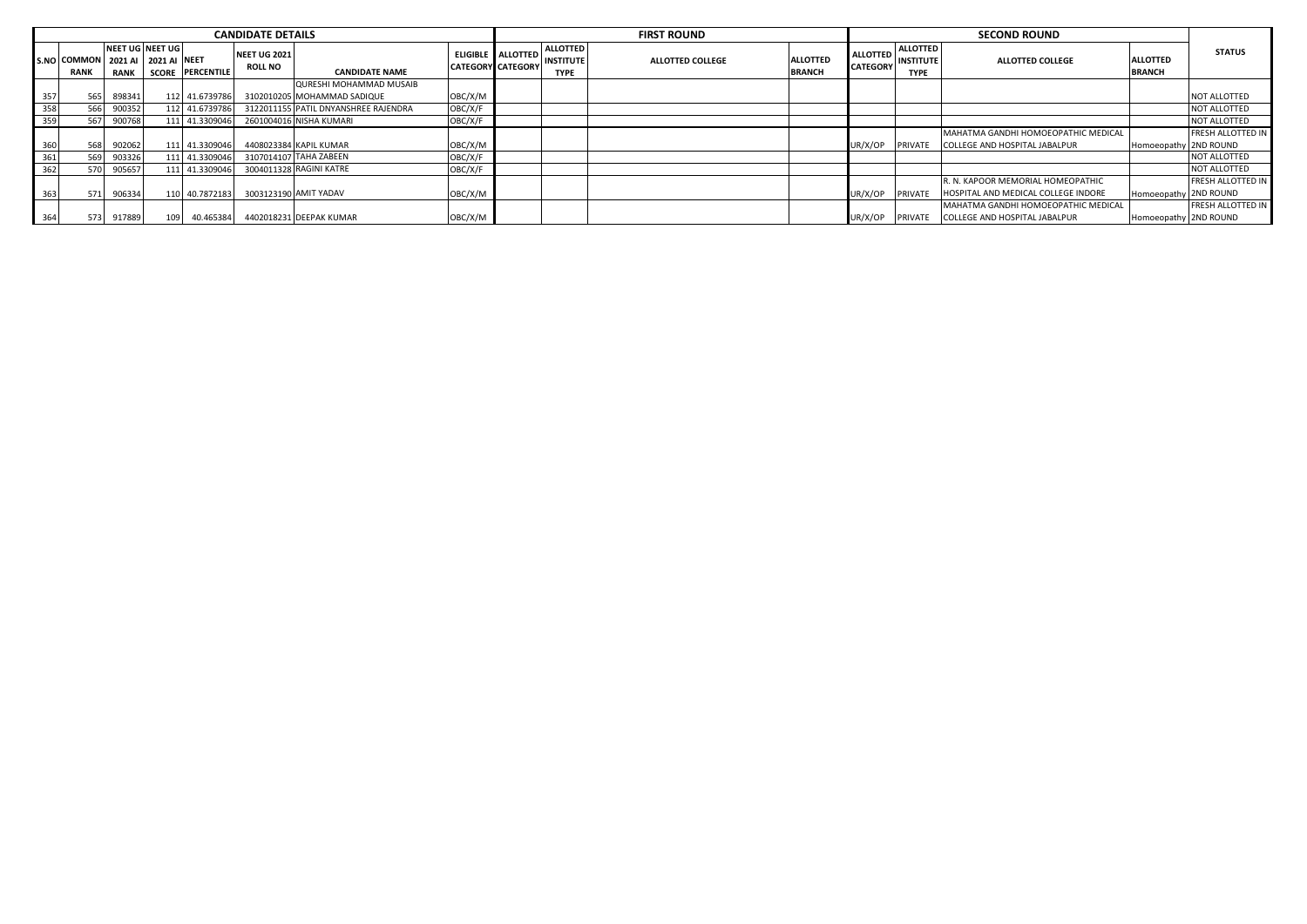| CANDIDATE DETAILS | | | | | | | | FIRST ROUND | | | | | SECOND ROUND | | | | | |
|---|---|---|---|---|---|---|---|---|---|---|---|---|---|---|---|---|---|---|
| S.NO | COMMON RANK | NEET UG 2021 AI RANK | NEET UG 2021 AI SCORE | NEET PERCENTILE | NEET UG 2021 ROLL NO | CANDIDATE NAME | ELIGIBLE CATEGORY | ALLOTTED CATEGORY | ALLOTTED INSTITUTE TYPE | ALLOTTED COLLEGE | ALLOTTED BRANCH | ALLOTTED CATEGORY | ALLOTTED INSTITUTE TYPE | ALLOTTED COLLEGE | ALLOTTED BRANCH | STATUS |
| 357 | 565 | 898341 | 112 | 41.6739786 | 3102010205 | QURESHI MOHAMMAD MUSAIB MOHAMMAD SADIQUE | OBC/X/M | | | | | | | | | NOT ALLOTTED |
| 358 | 566 | 900352 | 112 | 41.6739786 | 3122011155 | PATIL DNYANSHREE RAJENDRA | OBC/X/F | | | | | | | | | NOT ALLOTTED |
| 359 | 567 | 900768 | 111 | 41.3309046 | 2601004016 | NISHA KUMARI | OBC/X/F | | | | | | | | | NOT ALLOTTED |
| 360 | 568 | 902062 | 111 | 41.3309046 | 4408023384 | KAPIL KUMAR | OBC/X/M | | | | | UR/X/OP | PRIVATE | MAHATMA GANDHI HOMOEOPATHIC MEDICAL COLLEGE AND HOSPITAL JABALPUR | Homoeopathy | FRESH ALLOTTED IN 2ND ROUND |
| 361 | 569 | 903326 | 111 | 41.3309046 | 3107014107 | TAHA ZABEEN | OBC/X/F | | | | | | | | | NOT ALLOTTED |
| 362 | 570 | 905657 | 111 | 41.3309046 | 3004011328 | RAGINI KATRE | OBC/X/F | | | | | | | | | NOT ALLOTTED |
| 363 | 571 | 906334 | 110 | 40.7872183 | 3003123190 | AMIT YADAV | OBC/X/M | | | | | UR/X/OP | PRIVATE | R. N. KAPOOR MEMORIAL HOMEOPATHIC HOSPITAL AND MEDICAL COLLEGE INDORE | Homoeopathy | FRESH ALLOTTED IN 2ND ROUND |
| 364 | 573 | 917889 | 109 | 40.465384 | 4402018231 | DEEPAK KUMAR | OBC/X/M | | | | | UR/X/OP | PRIVATE | MAHATMA GANDHI HOMOEOPATHIC MEDICAL COLLEGE AND HOSPITAL JABALPUR | Homoeopathy | FRESH ALLOTTED IN 2ND ROUND |